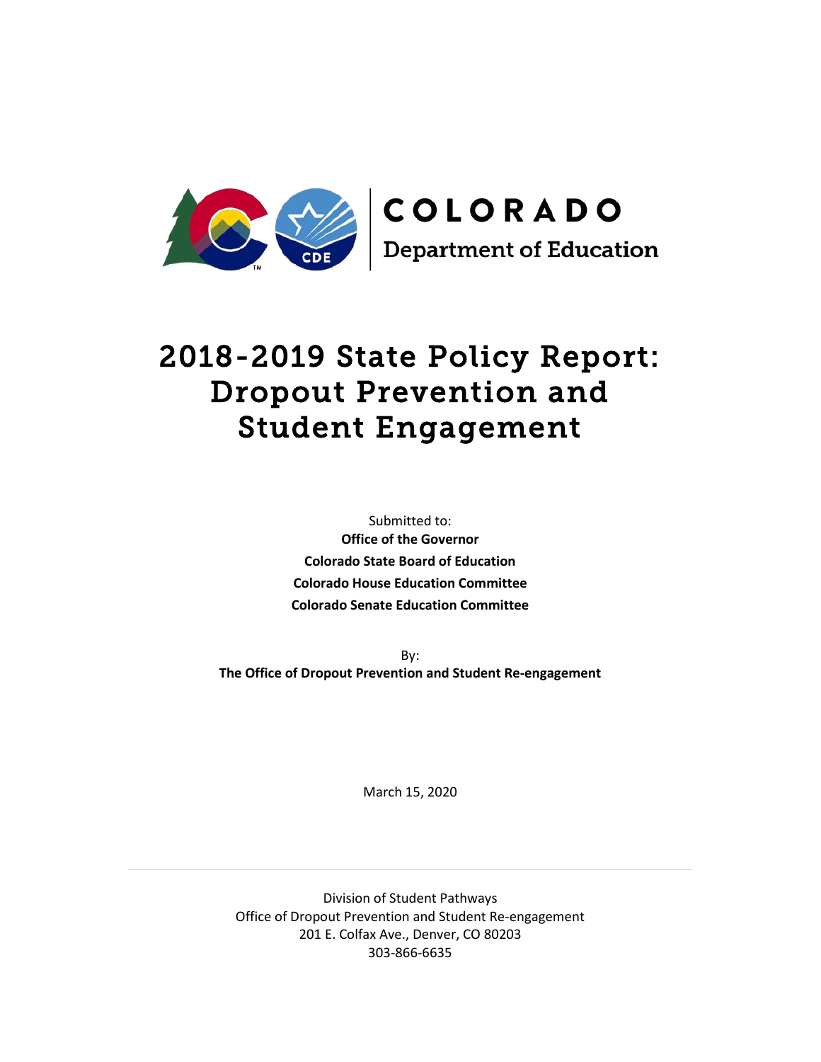COLORADO
Department of Education

# 2018-2019 State Policy Report: Dropout Prevention and Student Engagement

Submitted to:
**Office of the Governor**
**Colorado State Board of Education**
**Colorado House Education Committee**
**Colorado Senate Education Committee**

By:
**The Office of Dropout Prevention and Student Re-engagement**

March 15, 2020

---

Division of Student Pathways
Office of Dropout Prevention and Student Re-engagement
201 E. Colfax Ave., Denver, CO 80203
303-866-6635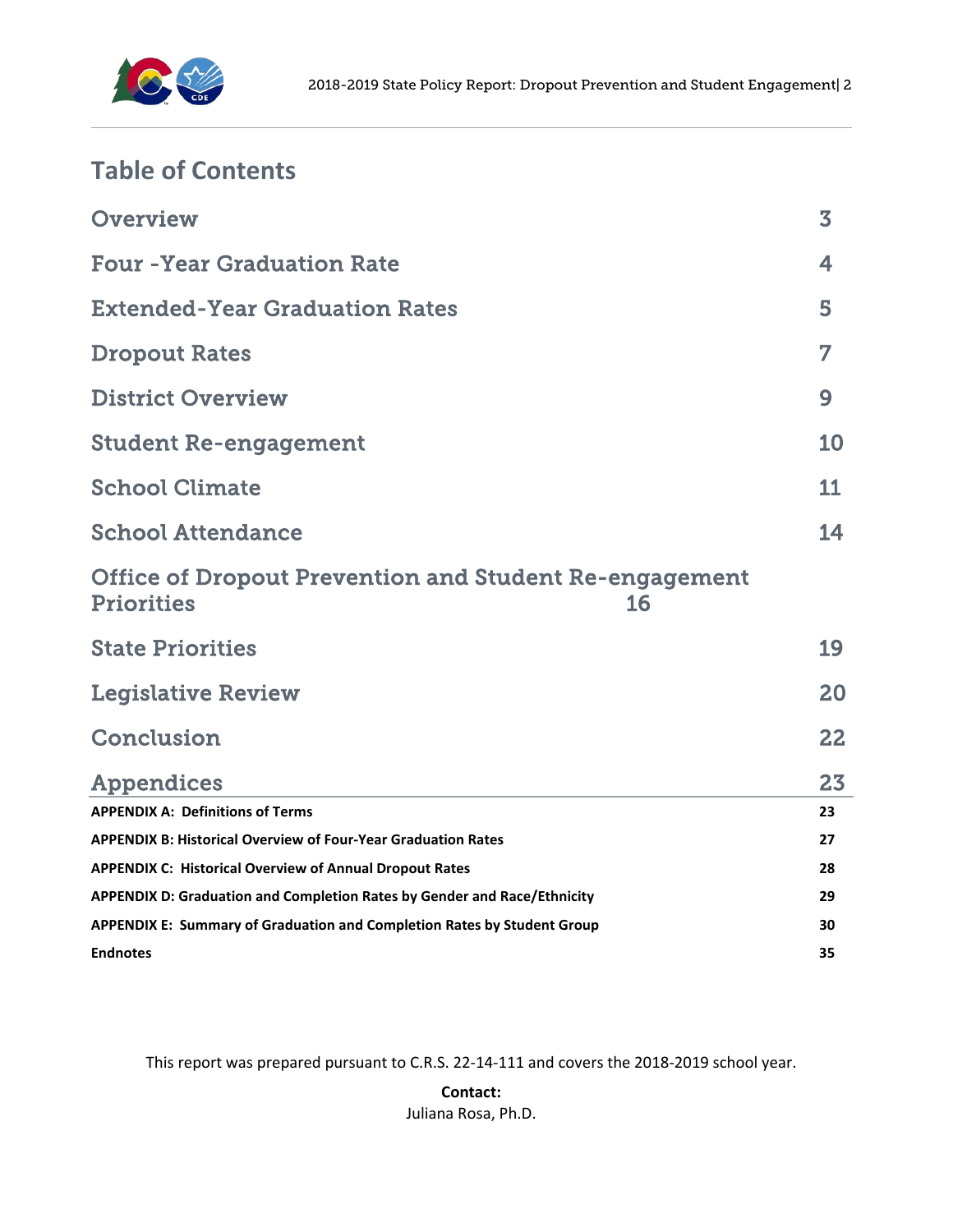# Table of Contents

| Section | Page |
|---|---|
| Overview | 3 |
| Four -Year Graduation Rate | 4 |
| Extended-Year Graduation Rates | 5 |
| Dropout Rates | 7 |
| District Overview | 9 |
| Student Re-engagement | 10 |
| School Climate | 11 |
| School Attendance | 14 |
| Office of Dropout Prevention and Student Re-engagement Priorities | 16 |
| State Priorities | 19 |
| Legislative Review | 20 |
| Conclusion | 22 |
| Appendices | 23 |
| **APPENDIX A: Definitions of Terms** | **23** |
| **APPENDIX B: Historical Overview of Four-Year Graduation Rates** | **27** |
| **APPENDIX C: Historical Overview of Annual Dropout Rates** | **28** |
| **APPENDIX D: Graduation and Completion Rates by Gender and Race/Ethnicity** | **29** |
| **APPENDIX E: Summary of Graduation and Completion Rates by Student Group** | **30** |
| **Endnotes** | **35** |

This report was prepared pursuant to C.R.S. 22-14-111 and covers the 2018-2019 school year.

**Contact:**
Juliana Rosa, Ph.D.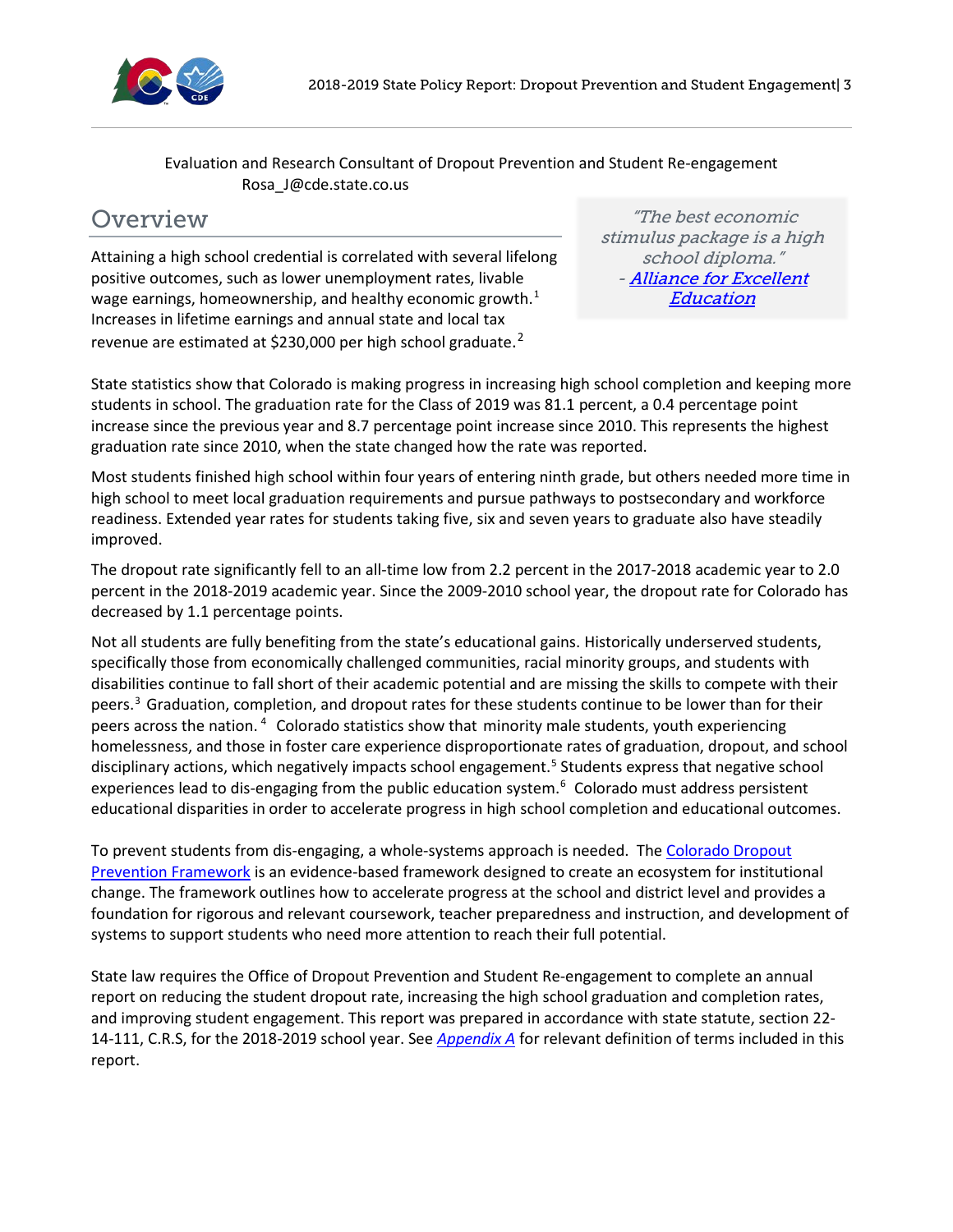Evaluation and Research Consultant of Dropout Prevention and Student Re-engagement
Rosa_J@cde.state.co.us

## Overview

Attaining a high school credential is correlated with several lifelong positive outcomes, such as lower unemployment rates, livable wage earnings, homeownership, and healthy economic growth.[1] Increases in lifetime earnings and annual state and local tax revenue are estimated at $230,000 per high school graduate.[2]

> *"The best economic stimulus package is a high school diploma."*
> *- [Alliance for Excellent Education]*

State statistics show that Colorado is making progress in increasing high school completion and keeping more students in school. The graduation rate for the Class of 2019 was 81.1 percent, a 0.4 percentage point increase since the previous year and 8.7 percentage point increase since 2010. This represents the highest graduation rate since 2010, when the state changed how the rate was reported.

Most students finished high school within four years of entering ninth grade, but others needed more time in high school to meet local graduation requirements and pursue pathways to postsecondary and workforce readiness. Extended year rates for students taking five, six and seven years to graduate also have steadily improved.

The dropout rate significantly fell to an all-time low from 2.2 percent in the 2017-2018 academic year to 2.0 percent in the 2018-2019 academic year. Since the 2009-2010 school year, the dropout rate for Colorado has decreased by 1.1 percentage points.

Not all students are fully benefiting from the state's educational gains. Historically underserved students, specifically those from economically challenged communities, racial minority groups, and students with disabilities continue to fall short of their academic potential and are missing the skills to compete with their peers.[3] Graduation, completion, and dropout rates for these students continue to be lower than for their peers across the nation.[4] Colorado statistics show that minority male students, youth experiencing homelessness, and those in foster care experience disproportionate rates of graduation, dropout, and school disciplinary actions, which negatively impacts school engagement.[5] Students express that negative school experiences lead to dis-engaging from the public education system.[6] Colorado must address persistent educational disparities in order to accelerate progress in high school completion and educational outcomes.

To prevent students from dis-engaging, a whole-systems approach is needed. The Colorado Dropout Prevention Framework is an evidence-based framework designed to create an ecosystem for institutional change. The framework outlines how to accelerate progress at the school and district level and provides a foundation for rigorous and relevant coursework, teacher preparedness and instruction, and development of systems to support students who need more attention to reach their full potential.

State law requires the Office of Dropout Prevention and Student Re-engagement to complete an annual report on reducing the student dropout rate, increasing the high school graduation and completion rates, and improving student engagement. This report was prepared in accordance with state statute, section 22-14-111, C.R.S, for the 2018-2019 school year. See *Appendix A* for relevant definition of terms included in this report.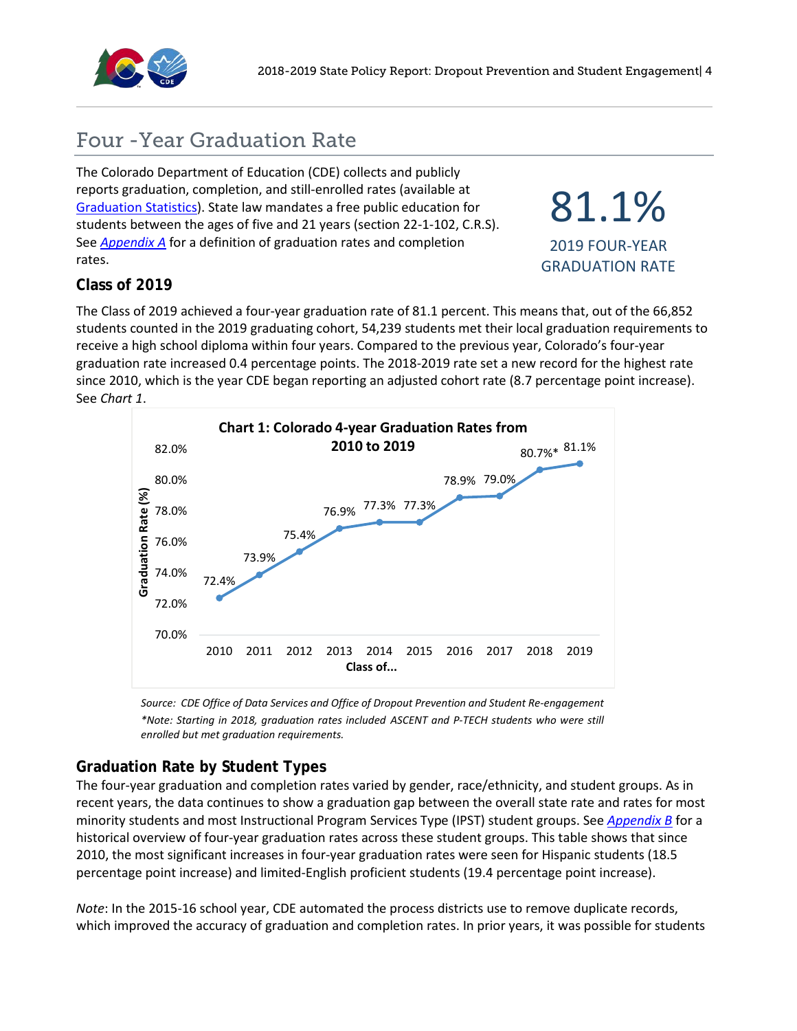## Four -Year Graduation Rate

The Colorado Department of Education (CDE) collects and publicly reports graduation, completion, and still-enrolled rates (available at Graduation Statistics). State law mandates a free public education for students between the ages of five and 21 years (section 22-1-102, C.R.S). See *Appendix A* for a definition of graduation rates and completion rates.

**81.1%**

2019 FOUR-YEAR GRADUATION RATE

### Class of 2019

The Class of 2019 achieved a four-year graduation rate of 81.1 percent. This means that, out of the 66,852 students counted in the 2019 graduating cohort, 54,239 students met their local graduation requirements to receive a high school diploma within four years. Compared to the previous year, Colorado's four-year graduation rate increased 0.4 percentage points. The 2018-2019 rate set a new record for the highest rate since 2010, which is the year CDE began reporting an adjusted cohort rate (8.7 percentage point increase). See *Chart 1*.

**Chart 1: Colorado 4-year Graduation Rates from 2010 to 2019**

| Class of... | Graduation Rate (%) |
|---|---|
| 2010 | 72.4% |
| 2011 | 73.9% |
| 2012 | 75.4% |
| 2013 | 76.9% |
| 2014 | 77.3% |
| 2015 | 77.3% |
| 2016 | 78.9% |
| 2017 | 79.0% |
| 2018 | 80.7%* |
| 2019 | 81.1% |

*Source: CDE Office of Data Services and Office of Dropout Prevention and Student Re-engagement*

*\*Note: Starting in 2018, graduation rates included ASCENT and P-TECH students who were still enrolled but met graduation requirements.*

### Graduation Rate by Student Types

The four-year graduation and completion rates varied by gender, race/ethnicity, and student groups. As in recent years, the data continues to show a graduation gap between the overall state rate and rates for most minority students and most Instructional Program Services Type (IPST) student groups. See *Appendix B* for a historical overview of four-year graduation rates across these student groups. This table shows that since 2010, the most significant increases in four-year graduation rates were seen for Hispanic students (18.5 percentage point increase) and limited-English proficient students (19.4 percentage point increase).

*Note*: In the 2015-16 school year, CDE automated the process districts use to remove duplicate records, which improved the accuracy of graduation and completion rates. In prior years, it was possible for students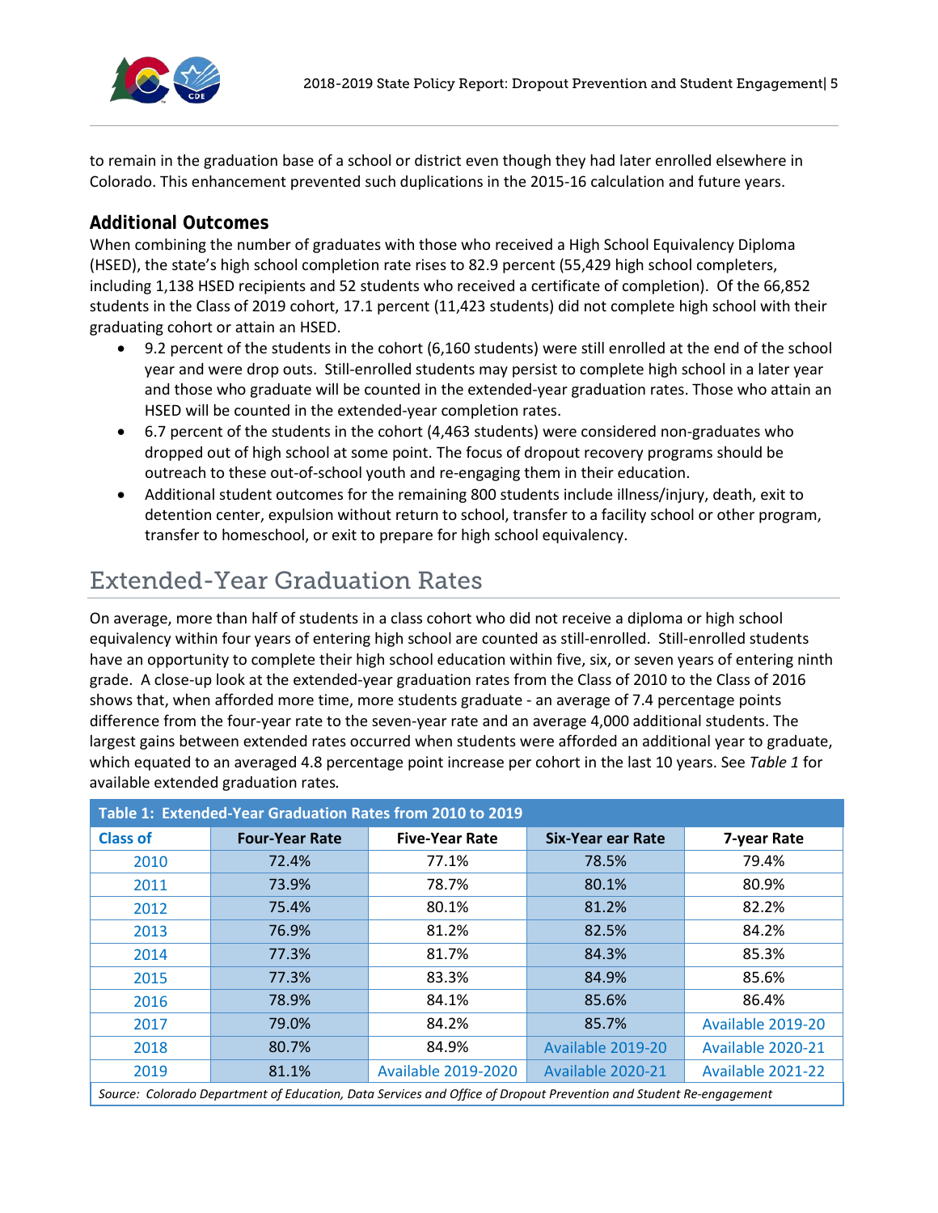to remain in the graduation base of a school or district even though they had later enrolled elsewhere in Colorado. This enhancement prevented such duplications in the 2015-16 calculation and future years.

### Additional Outcomes

When combining the number of graduates with those who received a High School Equivalency Diploma (HSED), the state's high school completion rate rises to 82.9 percent (55,429 high school completers, including 1,138 HSED recipients and 52 students who received a certificate of completion). Of the 66,852 students in the Class of 2019 cohort, 17.1 percent (11,423 students) did not complete high school with their graduating cohort or attain an HSED.

- 9.2 percent of the students in the cohort (6,160 students) were still enrolled at the end of the school year and were drop outs. Still-enrolled students may persist to complete high school in a later year and those who graduate will be counted in the extended-year graduation rates. Those who attain an HSED will be counted in the extended-year completion rates.
- 6.7 percent of the students in the cohort (4,463 students) were considered non-graduates who dropped out of high school at some point. The focus of dropout recovery programs should be outreach to these out-of-school youth and re-engaging them in their education.
- Additional student outcomes for the remaining 800 students include illness/injury, death, exit to detention center, expulsion without return to school, transfer to a facility school or other program, transfer to homeschool, or exit to prepare for high school equivalency.

## Extended-Year Graduation Rates

On average, more than half of students in a class cohort who did not receive a diploma or high school equivalency within four years of entering high school are counted as still-enrolled. Still-enrolled students have an opportunity to complete their high school education within five, six, or seven years of entering ninth grade. A close-up look at the extended-year graduation rates from the Class of 2010 to the Class of 2016 shows that, when afforded more time, more students graduate - an average of 7.4 percentage points difference from the four-year rate to the seven-year rate and an average 4,000 additional students. The largest gains between extended rates occurred when students were afforded an additional year to graduate, which equated to an averaged 4.8 percentage point increase per cohort in the last 10 years. See *Table 1* for available extended graduation rates.

**Table 1: Extended-Year Graduation Rates from 2010 to 2019**

| Class of | Four-Year Rate | Five-Year Rate | Six-Year ear Rate | 7-year Rate |
|---|---|---|---|---|
| 2010 | 72.4% | 77.1% | 78.5% | 79.4% |
| 2011 | 73.9% | 78.7% | 80.1% | 80.9% |
| 2012 | 75.4% | 80.1% | 81.2% | 82.2% |
| 2013 | 76.9% | 81.2% | 82.5% | 84.2% |
| 2014 | 77.3% | 81.7% | 84.3% | 85.3% |
| 2015 | 77.3% | 83.3% | 84.9% | 85.6% |
| 2016 | 78.9% | 84.1% | 85.6% | 86.4% |
| 2017 | 79.0% | 84.2% | 85.7% | Available 2019-20 |
| 2018 | 80.7% | 84.9% | Available 2019-20 | Available 2020-21 |
| 2019 | 81.1% | Available 2019-2020 | Available 2020-21 | Available 2021-22 |

*Source: Colorado Department of Education, Data Services and Office of Dropout Prevention and Student Re-engagement*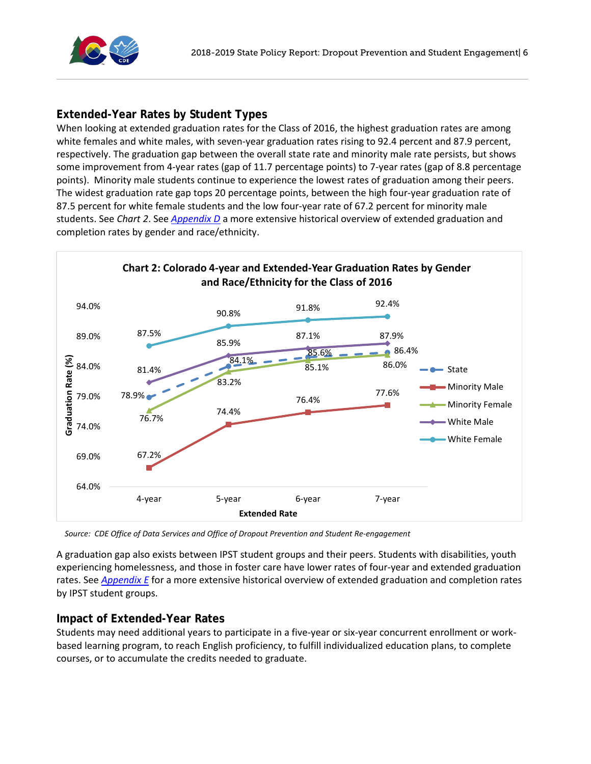## Extended-Year Rates by Student Types

When looking at extended graduation rates for the Class of 2016, the highest graduation rates are among white females and white males, with seven-year graduation rates rising to 92.4 percent and 87.9 percent, respectively. The graduation gap between the overall state rate and minority male rate persists, but shows some improvement from 4-year rates (gap of 11.7 percentage points) to 7-year rates (gap of 8.8 percentage points). Minority male students continue to experience the lowest rates of graduation among their peers. The widest graduation rate gap tops 20 percentage points, between the high four-year graduation rate of 87.5 percent for white female students and the low four-year rate of 67.2 percent for minority male students. See *Chart 2*. See *Appendix D* a more extensive historical overview of extended graduation and completion rates by gender and race/ethnicity.

**Chart 2: Colorado 4-year and Extended-Year Graduation Rates by Gender and Race/Ethnicity for the Class of 2016**

| Extended Rate | State | Minority Male | Minority Female | White Male | White Female |
|---|---|---|---|---|---|
| 4-year | 78.9% | 67.2% | 76.7% | 81.4% | 87.5% |
| 5-year | 84.1% | 74.4% | 83.2% | 85.9% | 90.8% |
| 6-year | 85.6% | 76.4% | 85.1% | 87.1% | 91.8% |
| 7-year | 86.4% | 77.6% | 86.0% | 87.9% | 92.4% |

*Source: CDE Office of Data Services and Office of Dropout Prevention and Student Re-engagement*

A graduation gap also exists between IPST student groups and their peers. Students with disabilities, youth experiencing homelessness, and those in foster care have lower rates of four-year and extended graduation rates. See *Appendix E* for a more extensive historical overview of extended graduation and completion rates by IPST student groups.

## Impact of Extended-Year Rates

Students may need additional years to participate in a five-year or six-year concurrent enrollment or work-based learning program, to reach English proficiency, to fulfill individualized education plans, to complete courses, or to accumulate the credits needed to graduate.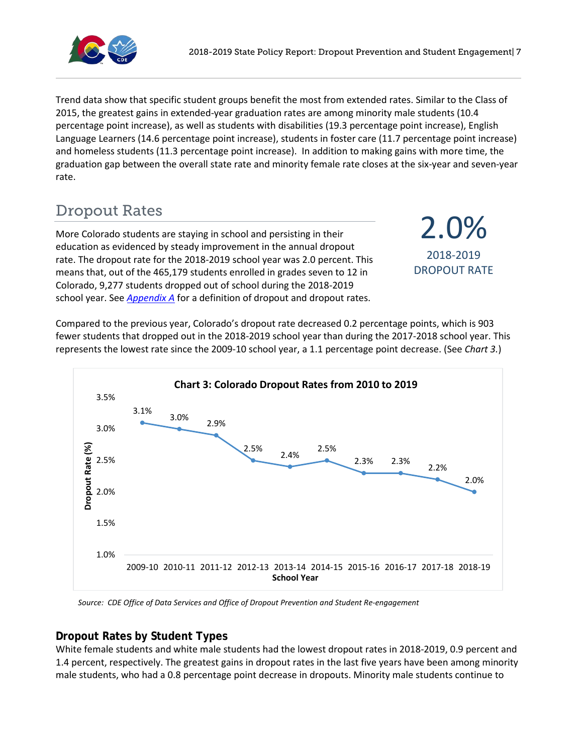Trend data show that specific student groups benefit the most from extended rates. Similar to the Class of 2015, the greatest gains in extended-year graduation rates are among minority male students (10.4 percentage point increase), as well as students with disabilities (19.3 percentage point increase), English Language Learners (14.6 percentage point increase), students in foster care (11.7 percentage point increase) and homeless students (11.3 percentage point increase). In addition to making gains with more time, the graduation gap between the overall state rate and minority female rate closes at the six-year and seven-year rate.

## Dropout Rates

More Colorado students are staying in school and persisting in their education as evidenced by steady improvement in the annual dropout rate. The dropout rate for the 2018-2019 school year was 2.0 percent. This means that, out of the 465,179 students enrolled in grades seven to 12 in Colorado, 9,277 students dropped out of school during the 2018-2019 school year. See [Appendix A](#) for a definition of dropout and dropout rates.

**2.0%**
2018-2019 DROPOUT RATE

Compared to the previous year, Colorado's dropout rate decreased 0.2 percentage points, which is 903 fewer students that dropped out in the 2018-2019 school year than during the 2017-2018 school year. This represents the lowest rate since the 2009-10 school year, a 1.1 percentage point decrease. (See *Chart 3*.)

**Chart 3: Colorado Dropout Rates from 2010 to 2019**

| School Year | Dropout Rate (%) |
|---|---|
| 2009-10 | 3.1% |
| 2010-11 | 3.0% |
| 2011-12 | 2.9% |
| 2012-13 | 2.5% |
| 2013-14 | 2.4% |
| 2014-15 | 2.5% |
| 2015-16 | 2.3% |
| 2016-17 | 2.3% |
| 2017-18 | 2.2% |
| 2018-19 | 2.0% |

*Source: CDE Office of Data Services and Office of Dropout Prevention and Student Re-engagement*

### Dropout Rates by Student Types

White female students and white male students had the lowest dropout rates in 2018-2019, 0.9 percent and 1.4 percent, respectively. The greatest gains in dropout rates in the last five years have been among minority male students, who had a 0.8 percentage point decrease in dropouts. Minority male students continue to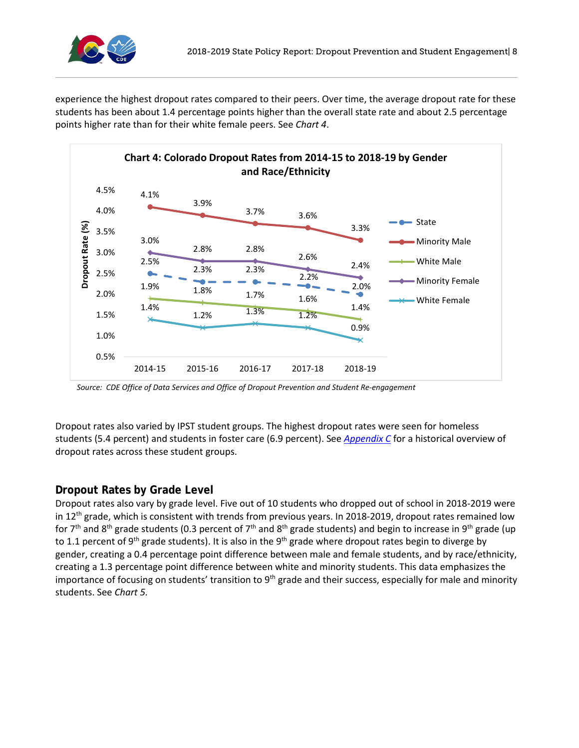experience the highest dropout rates compared to their peers. Over time, the average dropout rate for these students has been about 1.4 percentage points higher than the overall state rate and about 2.5 percentage points higher rate than for their white female peers. See *Chart 4*.

**Chart 4: Colorado Dropout Rates from 2014-15 to 2018-19 by Gender and Race/Ethnicity**

| Dropout Rate (%) | 2014-15 | 2015-16 | 2016-17 | 2017-18 | 2018-19 |
| --- | --- | --- | --- | --- | --- |
| State | 2.5% | 2.3% | 2.3% | 2.2% | 2.0% |
| Minority Male | 4.1% | 3.9% | 3.7% | 3.6% | 3.3% |
| White Male | 1.9% | 1.8% | 1.7% | 1.6% | 1.4% |
| Minority Female | 3.0% | 2.8% | 2.8% | 2.6% | 2.4% |
| White Female | 1.4% | 1.2% | 1.3% | 1.2% | 0.9% |

*Source: CDE Office of Data Services and Office of Dropout Prevention and Student Re-engagement*

Dropout rates also varied by IPST student groups. The highest dropout rates were seen for homeless students (5.4 percent) and students in foster care (6.9 percent). See *Appendix C* for a historical overview of dropout rates across these student groups.

## Dropout Rates by Grade Level

Dropout rates also vary by grade level. Five out of 10 students who dropped out of school in 2018-2019 were in 12th grade, which is consistent with trends from previous years. In 2018-2019, dropout rates remained low for 7th and 8th grade students (0.3 percent of 7th and 8th grade students) and begin to increase in 9th grade (up to 1.1 percent of 9th grade students). It is also in the 9th grade where dropout rates begin to diverge by gender, creating a 0.4 percentage point difference between male and female students, and by race/ethnicity, creating a 1.3 percentage point difference between white and minority students. This data emphasizes the importance of focusing on students' transition to 9th grade and their success, especially for male and minority students. See *Chart 5.*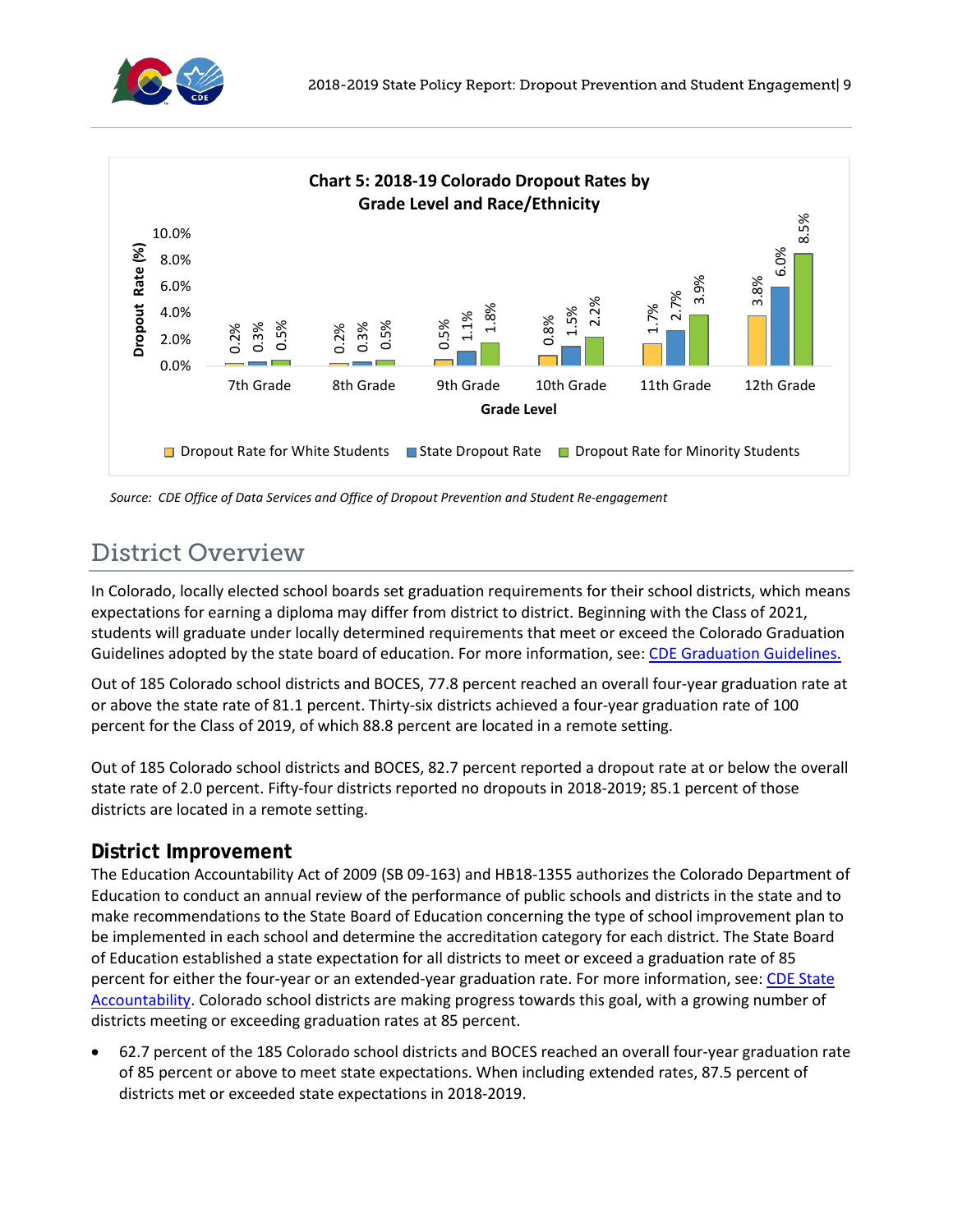**Chart 5: 2018-19 Colorado Dropout Rates by Grade Level and Race/Ethnicity**

| Grade Level | Dropout Rate for White Students | State Dropout Rate | Dropout Rate for Minority Students |
|---|---|---|---|
| 7th Grade | 0.2% | 0.3% | 0.5% |
| 8th Grade | 0.2% | 0.3% | 0.5% |
| 9th Grade | 0.5% | 1.1% | 1.8% |
| 10th Grade | 0.8% | 1.5% | 2.2% |
| 11th Grade | 1.7% | 2.7% | 3.9% |
| 12th Grade | 3.8% | 6.0% | 8.5% |

*Source: CDE Office of Data Services and Office of Dropout Prevention and Student Re-engagement*

# District Overview

In Colorado, locally elected school boards set graduation requirements for their school districts, which means expectations for earning a diploma may differ from district to district. Beginning with the Class of 2021, students will graduate under locally determined requirements that meet or exceed the Colorado Graduation Guidelines adopted by the state board of education. For more information, see: CDE Graduation Guidelines.

Out of 185 Colorado school districts and BOCES, 77.8 percent reached an overall four-year graduation rate at or above the state rate of 81.1 percent. Thirty-six districts achieved a four-year graduation rate of 100 percent for the Class of 2019, of which 88.8 percent are located in a remote setting.

Out of 185 Colorado school districts and BOCES, 82.7 percent reported a dropout rate at or below the overall state rate of 2.0 percent. Fifty-four districts reported no dropouts in 2018-2019; 85.1 percent of those districts are located in a remote setting.

## District Improvement

The Education Accountability Act of 2009 (SB 09-163) and HB18-1355 authorizes the Colorado Department of Education to conduct an annual review of the performance of public schools and districts in the state and to make recommendations to the State Board of Education concerning the type of school improvement plan to be implemented in each school and determine the accreditation category for each district. The State Board of Education established a state expectation for all districts to meet or exceed a graduation rate of 85 percent for either the four-year or an extended-year graduation rate. For more information, see: CDE State Accountability. Colorado school districts are making progress towards this goal, with a growing number of districts meeting or exceeding graduation rates at 85 percent.

- 62.7 percent of the 185 Colorado school districts and BOCES reached an overall four-year graduation rate of 85 percent or above to meet state expectations. When including extended rates, 87.5 percent of districts met or exceeded state expectations in 2018-2019.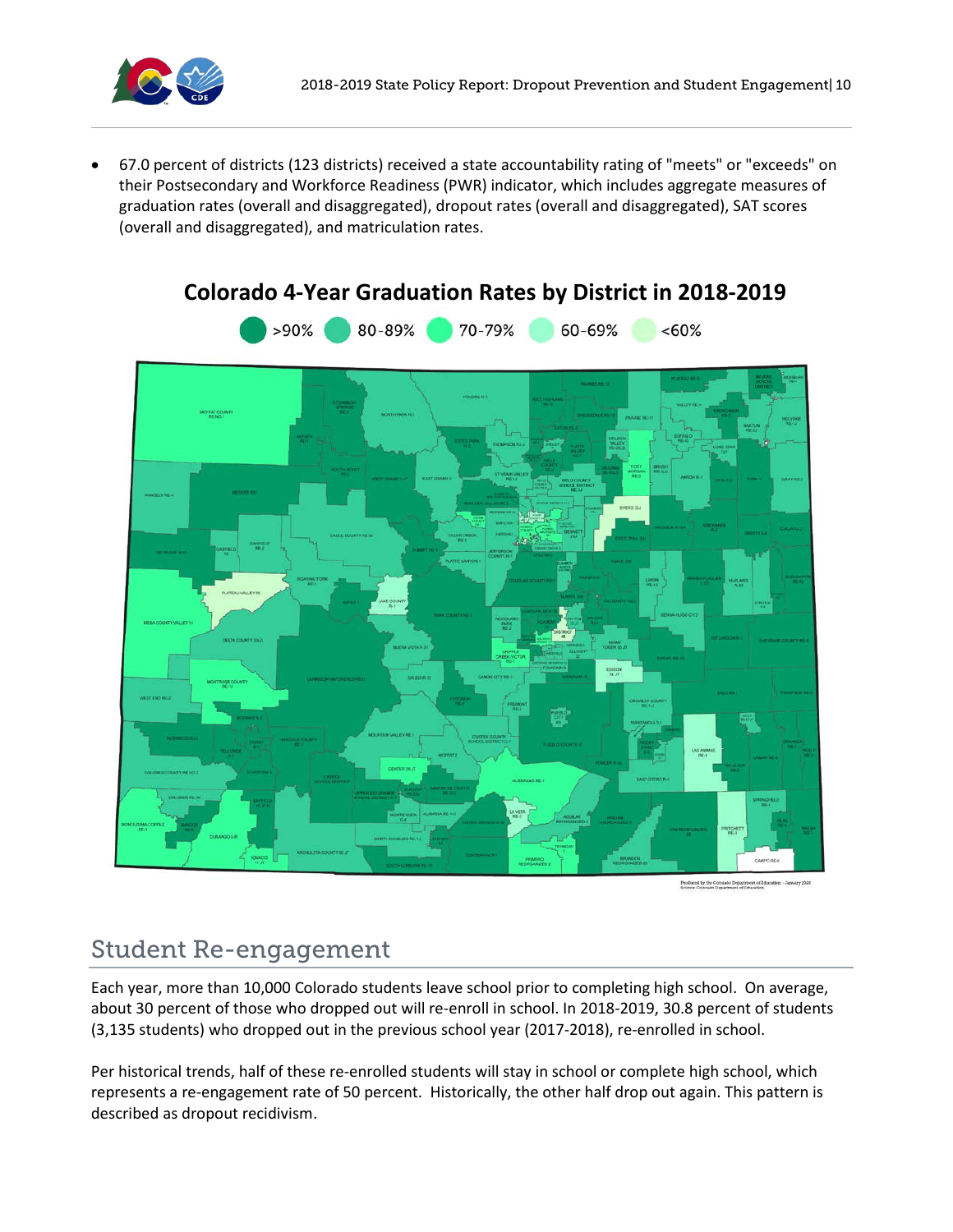- 67.0 percent of districts (123 districts) received a state accountability rating of "meets" or "exceeds" on their Postsecondary and Workforce Readiness (PWR) indicator, which includes aggregate measures of graduation rates (overall and disaggregated), dropout rates (overall and disaggregated), SAT scores (overall and disaggregated), and matriculation rates.

**Colorado 4-Year Graduation Rates by District in 2018-2019**

>90% | 80-89% | 70-79% | 60-69% | <60%

## Student Re-engagement

Each year, more than 10,000 Colorado students leave school prior to completing high school. On average, about 30 percent of those who dropped out will re-enroll in school. In 2018-2019, 30.8 percent of students (3,135 students) who dropped out in the previous school year (2017-2018), re-enrolled in school.

Per historical trends, half of these re-enrolled students will stay in school or complete high school, which represents a re-engagement rate of 50 percent. Historically, the other half drop out again. This pattern is described as dropout recidivism.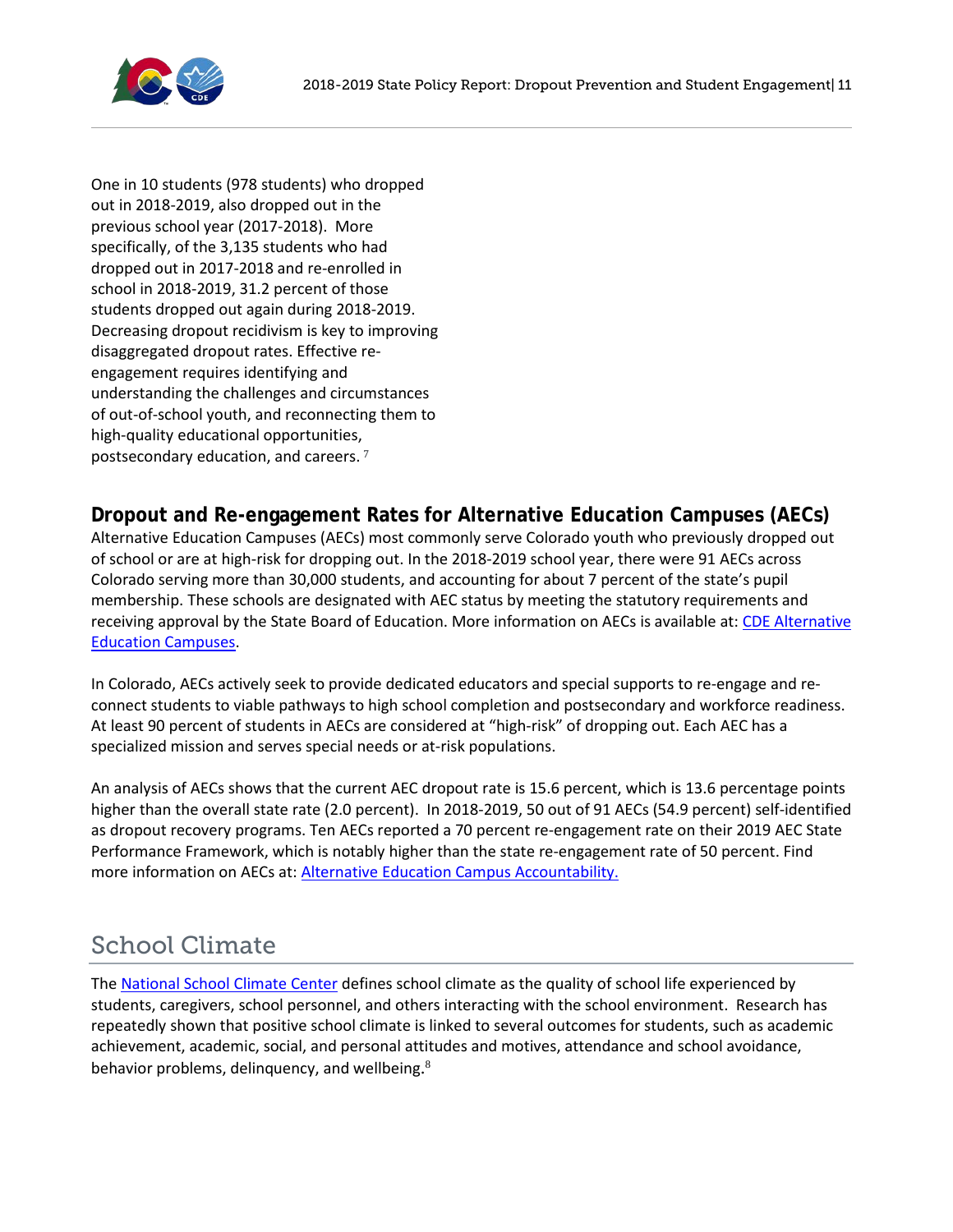One in 10 students (978 students) who dropped out in 2018-2019, also dropped out in the previous school year (2017-2018). More specifically, of the 3,135 students who had dropped out in 2017-2018 and re-enrolled in school in 2018-2019, 31.2 percent of those students dropped out again during 2018-2019. Decreasing dropout recidivism is key to improving disaggregated dropout rates. Effective re-engagement requires identifying and understanding the challenges and circumstances of out-of-school youth, and reconnecting them to high-quality educational opportunities, postsecondary education, and careers. [7]

### Dropout and Re-engagement Rates for Alternative Education Campuses (AECs)

Alternative Education Campuses (AECs) most commonly serve Colorado youth who previously dropped out of school or are at high-risk for dropping out. In the 2018-2019 school year, there were 91 AECs across Colorado serving more than 30,000 students, and accounting for about 7 percent of the state's pupil membership. These schools are designated with AEC status by meeting the statutory requirements and receiving approval by the State Board of Education. More information on AECs is available at: CDE Alternative Education Campuses.

In Colorado, AECs actively seek to provide dedicated educators and special supports to re-engage and re-connect students to viable pathways to high school completion and postsecondary and workforce readiness. At least 90 percent of students in AECs are considered at "high-risk" of dropping out. Each AEC has a specialized mission and serves special needs or at-risk populations.

An analysis of AECs shows that the current AEC dropout rate is 15.6 percent, which is 13.6 percentage points higher than the overall state rate (2.0 percent). In 2018-2019, 50 out of 91 AECs (54.9 percent) self-identified as dropout recovery programs. Ten AECs reported a 70 percent re-engagement rate on their 2019 AEC State Performance Framework, which is notably higher than the state re-engagement rate of 50 percent. Find more information on AECs at: Alternative Education Campus Accountability.

## School Climate

The National School Climate Center defines school climate as the quality of school life experienced by students, caregivers, school personnel, and others interacting with the school environment. Research has repeatedly shown that positive school climate is linked to several outcomes for students, such as academic achievement, academic, social, and personal attitudes and motives, attendance and school avoidance, behavior problems, delinquency, and wellbeing.[8]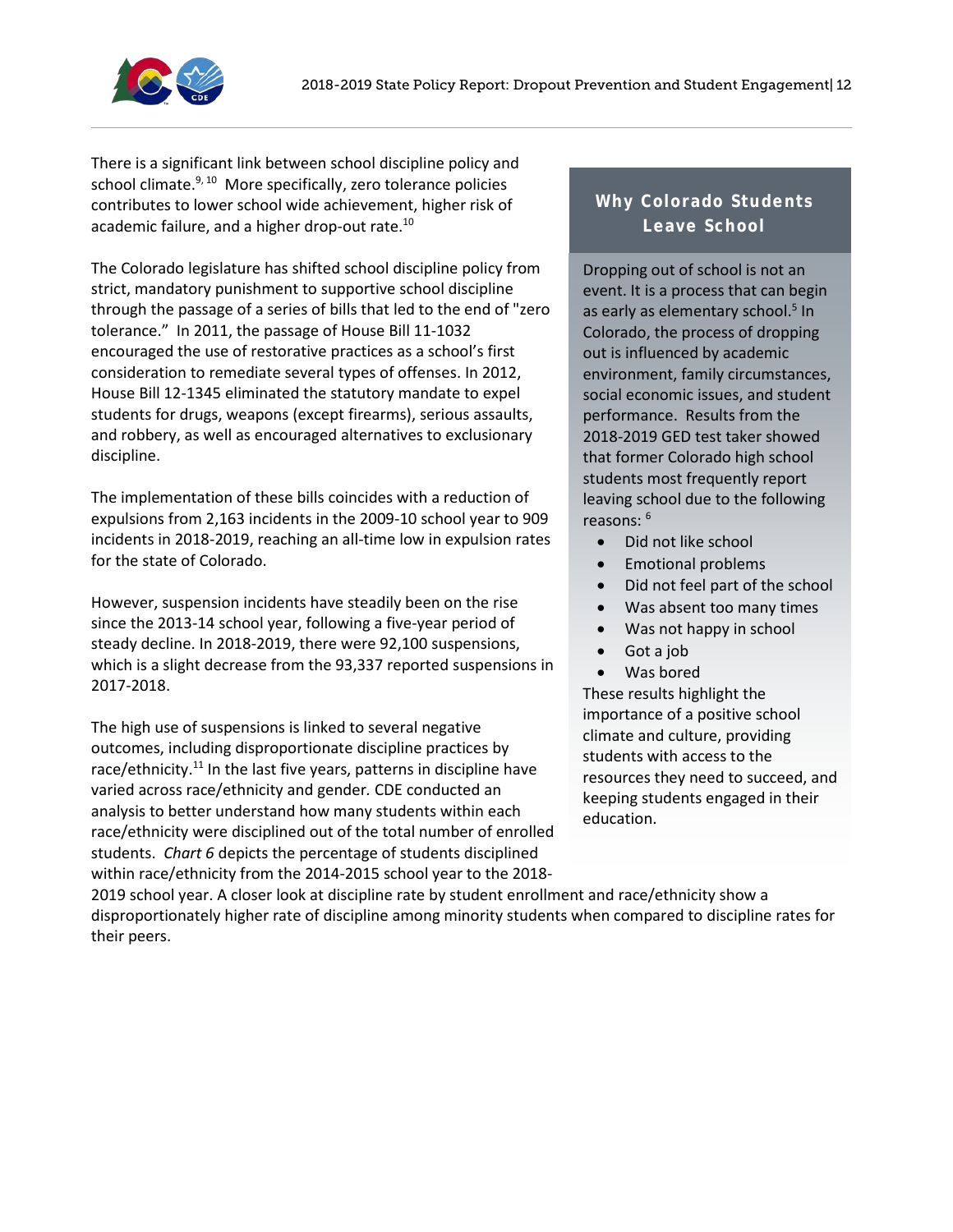There is a significant link between school discipline policy and school climate.[9, 10] More specifically, zero tolerance policies contributes to lower school wide achievement, higher risk of academic failure, and a higher drop-out rate.[10]

The Colorado legislature has shifted school discipline policy from strict, mandatory punishment to supportive school discipline through the passage of a series of bills that led to the end of "zero tolerance." In 2011, the passage of House Bill 11-1032 encouraged the use of restorative practices as a school's first consideration to remediate several types of offenses. In 2012, House Bill 12-1345 eliminated the statutory mandate to expel students for drugs, weapons (except firearms), serious assaults, and robbery, as well as encouraged alternatives to exclusionary discipline.

The implementation of these bills coincides with a reduction of expulsions from 2,163 incidents in the 2009-10 school year to 909 incidents in 2018-2019, reaching an all-time low in expulsion rates for the state of Colorado.

However, suspension incidents have steadily been on the rise since the 2013-14 school year, following a five-year period of steady decline. In 2018-2019, there were 92,100 suspensions, which is a slight decrease from the 93,337 reported suspensions in 2017-2018.

The high use of suspensions is linked to several negative outcomes, including disproportionate discipline practices by race/ethnicity.[11] In the last five years, patterns in discipline have varied across race/ethnicity and gender. CDE conducted an analysis to better understand how many students within each race/ethnicity were disciplined out of the total number of enrolled students. *Chart 6* depicts the percentage of students disciplined within race/ethnicity from the 2014-2015 school year to the 2018-2019 school year. A closer look at discipline rate by student enrollment and race/ethnicity show a disproportionately higher rate of discipline among minority students when compared to discipline rates for their peers.

### Why Colorado Students Leave School

Dropping out of school is not an event. It is a process that can begin as early as elementary school.[5] In Colorado, the process of dropping out is influenced by academic environment, family circumstances, social economic issues, and student performance. Results from the 2018-2019 GED test taker showed that former Colorado high school students most frequently report leaving school due to the following reasons: [6]

- Did not like school
- Emotional problems
- Did not feel part of the school
- Was absent too many times
- Was not happy in school
- Got a job
- Was bored

These results highlight the importance of a positive school climate and culture, providing students with access to the resources they need to succeed, and keeping students engaged in their education.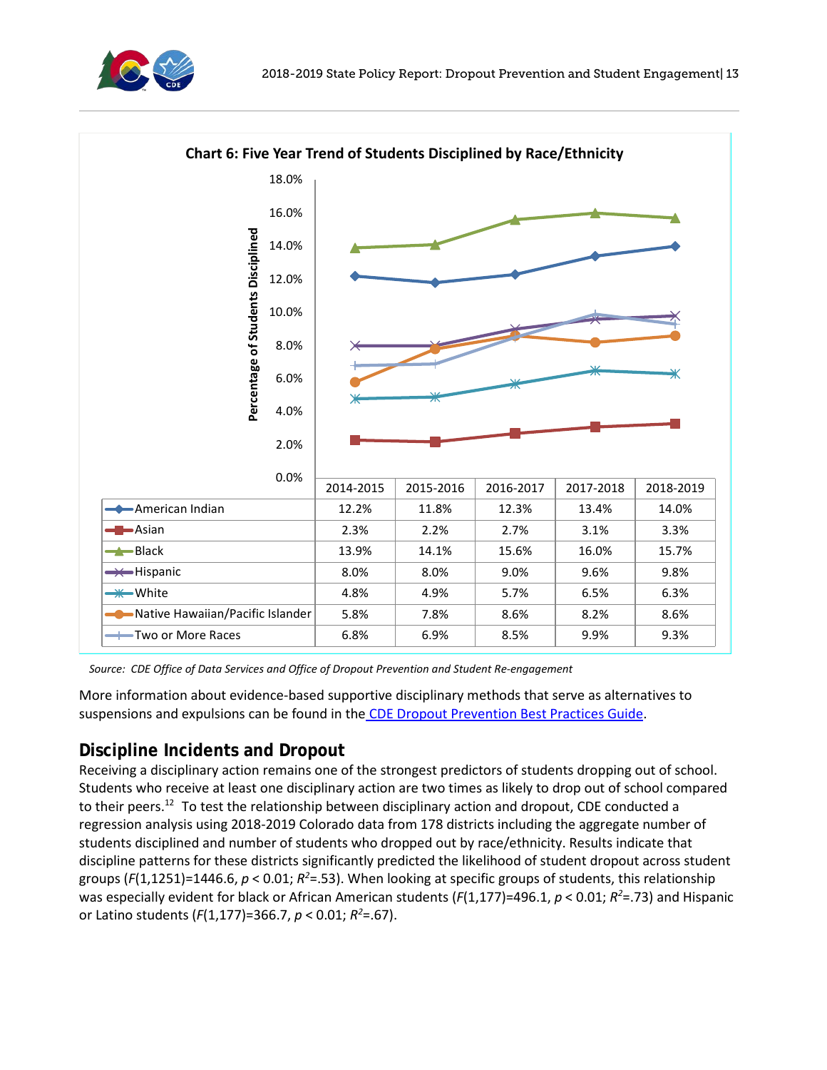**Chart 6: Five Year Trend of Students Disciplined by Race/Ethnicity**

| | 2014-2015 | 2015-2016 | 2016-2017 | 2017-2018 | 2018-2019 |
|---|---|---|---|---|---|
| American Indian | 12.2% | 11.8% | 12.3% | 13.4% | 14.0% |
| Asian | 2.3% | 2.2% | 2.7% | 3.1% | 3.3% |
| Black | 13.9% | 14.1% | 15.6% | 16.0% | 15.7% |
| Hispanic | 8.0% | 8.0% | 9.0% | 9.6% | 9.8% |
| White | 4.8% | 4.9% | 5.7% | 6.5% | 6.3% |
| Native Hawaiian/Pacific Islander | 5.8% | 7.8% | 8.6% | 8.2% | 8.6% |
| Two or More Races | 6.8% | 6.9% | 8.5% | 9.9% | 9.3% |

*Source: CDE Office of Data Services and Office of Dropout Prevention and Student Re-engagement*

More information about evidence-based supportive disciplinary methods that serve as alternatives to suspensions and expulsions can be found in the [CDE Dropout Prevention Best Practices Guide](#).

## Discipline Incidents and Dropout

Receiving a disciplinary action remains one of the strongest predictors of students dropping out of school. Students who receive at least one disciplinary action are two times as likely to drop out of school compared to their peers.[12] To test the relationship between disciplinary action and dropout, CDE conducted a regression analysis using 2018-2019 Colorado data from 178 districts including the aggregate number of students disciplined and number of students who dropped out by race/ethnicity. Results indicate that discipline patterns for these districts significantly predicted the likelihood of student dropout across student groups ($F(1,1251)=1446.6$, $p < 0.01$; $R^2=.53$). When looking at specific groups of students, this relationship was especially evident for black or African American students ($F(1,177)=496.1$, $p < 0.01$; $R^2=.73$) and Hispanic or Latino students ($F(1,177)=366.7$, $p < 0.01$; $R^2=.67$).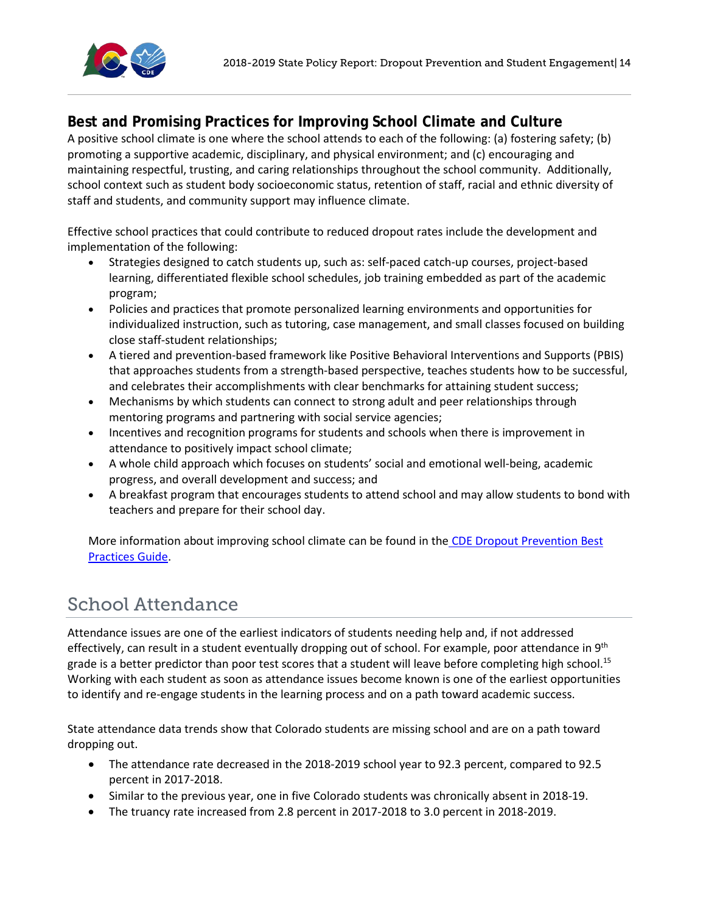## Best and Promising Practices for Improving School Climate and Culture

A positive school climate is one where the school attends to each of the following: (a) fostering safety; (b) promoting a supportive academic, disciplinary, and physical environment; and (c) encouraging and maintaining respectful, trusting, and caring relationships throughout the school community. Additionally, school context such as student body socioeconomic status, retention of staff, racial and ethnic diversity of staff and students, and community support may influence climate.

Effective school practices that could contribute to reduced dropout rates include the development and implementation of the following:

- Strategies designed to catch students up, such as: self-paced catch-up courses, project-based learning, differentiated flexible school schedules, job training embedded as part of the academic program;
- Policies and practices that promote personalized learning environments and opportunities for individualized instruction, such as tutoring, case management, and small classes focused on building close staff-student relationships;
- A tiered and prevention-based framework like Positive Behavioral Interventions and Supports (PBIS) that approaches students from a strength-based perspective, teaches students how to be successful, and celebrates their accomplishments with clear benchmarks for attaining student success;
- Mechanisms by which students can connect to strong adult and peer relationships through mentoring programs and partnering with social service agencies;
- Incentives and recognition programs for students and schools when there is improvement in attendance to positively impact school climate;
- A whole child approach which focuses on students' social and emotional well-being, academic progress, and overall development and success; and
- A breakfast program that encourages students to attend school and may allow students to bond with teachers and prepare for their school day.

More information about improving school climate can be found in the CDE Dropout Prevention Best Practices Guide.

# School Attendance

Attendance issues are one of the earliest indicators of students needing help and, if not addressed effectively, can result in a student eventually dropping out of school. For example, poor attendance in 9th grade is a better predictor than poor test scores that a student will leave before completing high school.[15] Working with each student as soon as attendance issues become known is one of the earliest opportunities to identify and re-engage students in the learning process and on a path toward academic success.

State attendance data trends show that Colorado students are missing school and are on a path toward dropping out.

- The attendance rate decreased in the 2018-2019 school year to 92.3 percent, compared to 92.5 percent in 2017-2018.
- Similar to the previous year, one in five Colorado students was chronically absent in 2018-19.
- The truancy rate increased from 2.8 percent in 2017-2018 to 3.0 percent in 2018-2019.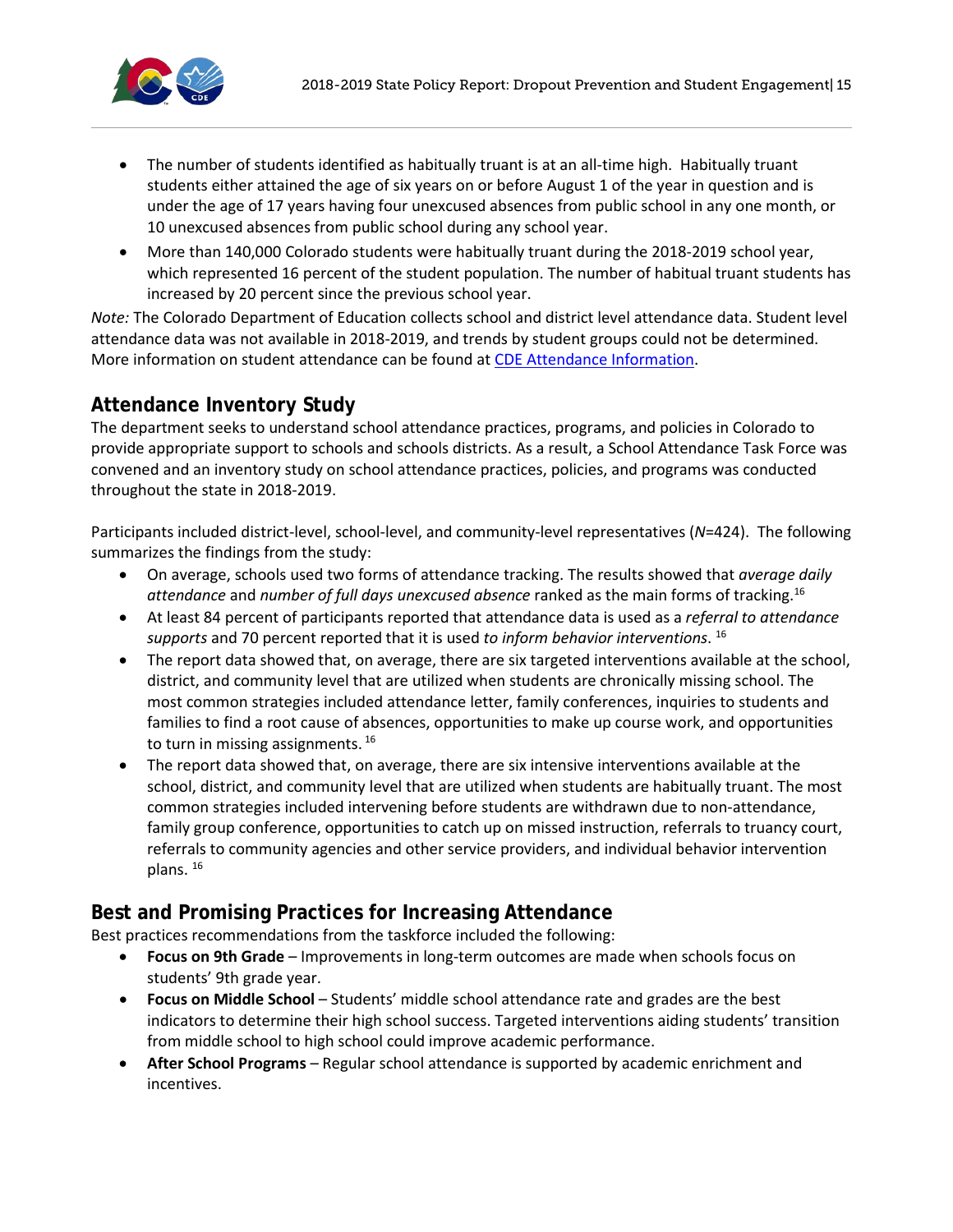- The number of students identified as habitually truant is at an all-time high. Habitually truant students either attained the age of six years on or before August 1 of the year in question and is under the age of 17 years having four unexcused absences from public school in any one month, or 10 unexcused absences from public school during any school year.
- More than 140,000 Colorado students were habitually truant during the 2018-2019 school year, which represented 16 percent of the student population. The number of habitual truant students has increased by 20 percent since the previous school year.

*Note:* The Colorado Department of Education collects school and district level attendance data. Student level attendance data was not available in 2018-2019, and trends by student groups could not be determined. More information on student attendance can be found at [CDE Attendance Information](CDE Attendance Information).

## Attendance Inventory Study

The department seeks to understand school attendance practices, programs, and policies in Colorado to provide appropriate support to schools and schools districts. As a result, a School Attendance Task Force was convened and an inventory study on school attendance practices, policies, and programs was conducted throughout the state in 2018-2019.

Participants included district-level, school-level, and community-level representatives (*N*=424). The following summarizes the findings from the study:

- On average, schools used two forms of attendance tracking. The results showed that *average daily attendance* and *number of full days unexcused absence* ranked as the main forms of tracking.[16]
- At least 84 percent of participants reported that attendance data is used as a *referral to attendance supports* and 70 percent reported that it is used *to inform behavior interventions*. [16]
- The report data showed that, on average, there are six targeted interventions available at the school, district, and community level that are utilized when students are chronically missing school. The most common strategies included attendance letter, family conferences, inquiries to students and families to find a root cause of absences, opportunities to make up course work, and opportunities to turn in missing assignments. [16]
- The report data showed that, on average, there are six intensive interventions available at the school, district, and community level that are utilized when students are habitually truant. The most common strategies included intervening before students are withdrawn due to non-attendance, family group conference, opportunities to catch up on missed instruction, referrals to truancy court, referrals to community agencies and other service providers, and individual behavior intervention plans. [16]

## Best and Promising Practices for Increasing Attendance

Best practices recommendations from the taskforce included the following:

- **Focus on 9th Grade** – Improvements in long-term outcomes are made when schools focus on students' 9th grade year.
- **Focus on Middle School** – Students' middle school attendance rate and grades are the best indicators to determine their high school success. Targeted interventions aiding students' transition from middle school to high school could improve academic performance.
- **After School Programs** – Regular school attendance is supported by academic enrichment and incentives.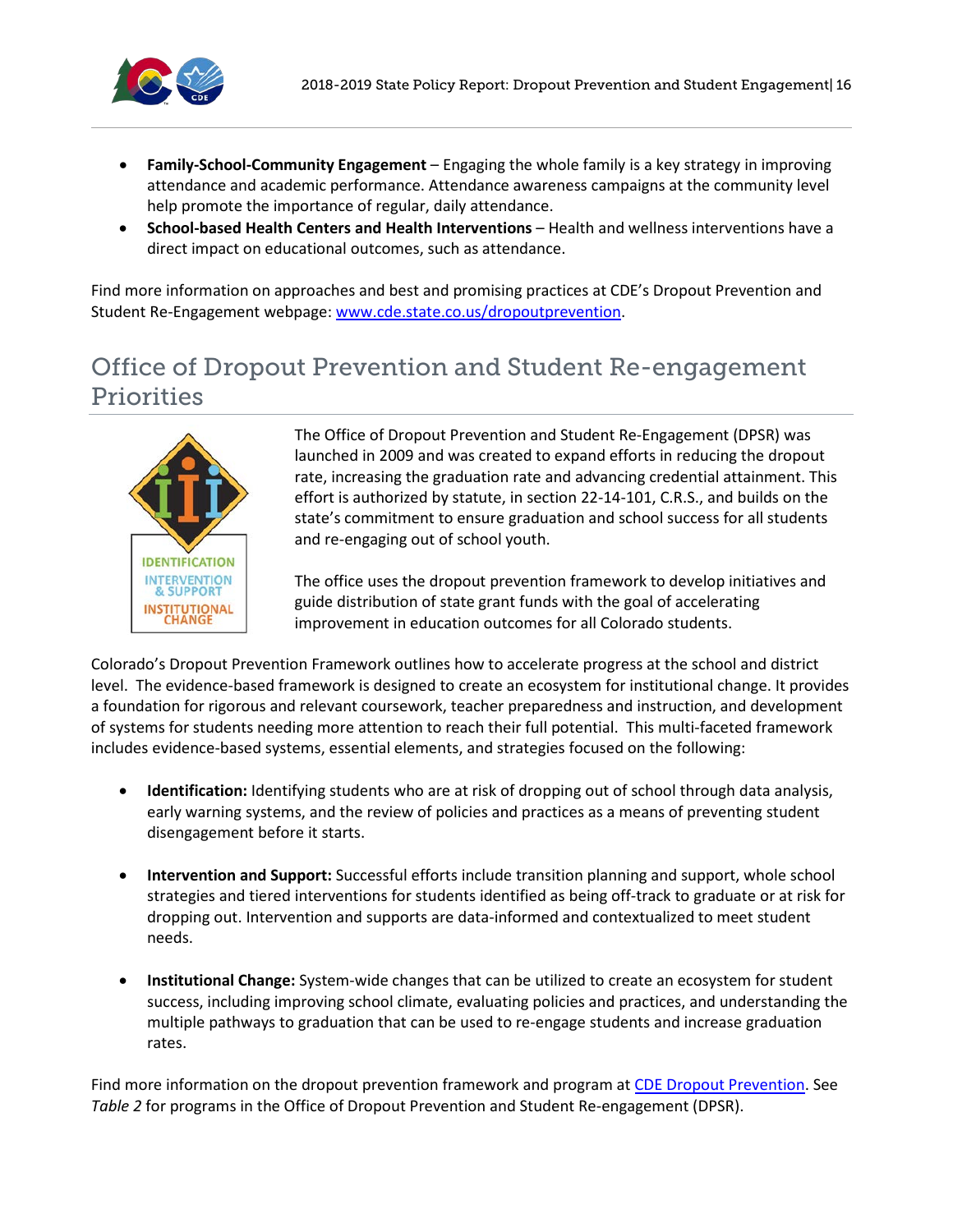- **Family-School-Community Engagement** – Engaging the whole family is a key strategy in improving attendance and academic performance. Attendance awareness campaigns at the community level help promote the importance of regular, daily attendance.
- **School-based Health Centers and Health Interventions** – Health and wellness interventions have a direct impact on educational outcomes, such as attendance.

Find more information on approaches and best and promising practices at CDE's Dropout Prevention and Student Re-Engagement webpage: www.cde.state.co.us/dropoutprevention.

## Office of Dropout Prevention and Student Re-engagement Priorities

IDENTIFICATION
INTERVENTION & SUPPORT
INSTITUTIONAL CHANGE

The Office of Dropout Prevention and Student Re-Engagement (DPSR) was launched in 2009 and was created to expand efforts in reducing the dropout rate, increasing the graduation rate and advancing credential attainment. This effort is authorized by statute, in section 22-14-101, C.R.S., and builds on the state's commitment to ensure graduation and school success for all students and re-engaging out of school youth.

The office uses the dropout prevention framework to develop initiatives and guide distribution of state grant funds with the goal of accelerating improvement in education outcomes for all Colorado students.

Colorado's Dropout Prevention Framework outlines how to accelerate progress at the school and district level. The evidence-based framework is designed to create an ecosystem for institutional change. It provides a foundation for rigorous and relevant coursework, teacher preparedness and instruction, and development of systems for students needing more attention to reach their full potential. This multi-faceted framework includes evidence-based systems, essential elements, and strategies focused on the following:

- **Identification:** Identifying students who are at risk of dropping out of school through data analysis, early warning systems, and the review of policies and practices as a means of preventing student disengagement before it starts.

- **Intervention and Support:** Successful efforts include transition planning and support, whole school strategies and tiered interventions for students identified as being off-track to graduate or at risk for dropping out. Intervention and supports are data-informed and contextualized to meet student needs.

- **Institutional Change:** System-wide changes that can be utilized to create an ecosystem for student success, including improving school climate, evaluating policies and practices, and understanding the multiple pathways to graduation that can be used to re-engage students and increase graduation rates.

Find more information on the dropout prevention framework and program at CDE Dropout Prevention. See *Table 2* for programs in the Office of Dropout Prevention and Student Re-engagement (DPSR).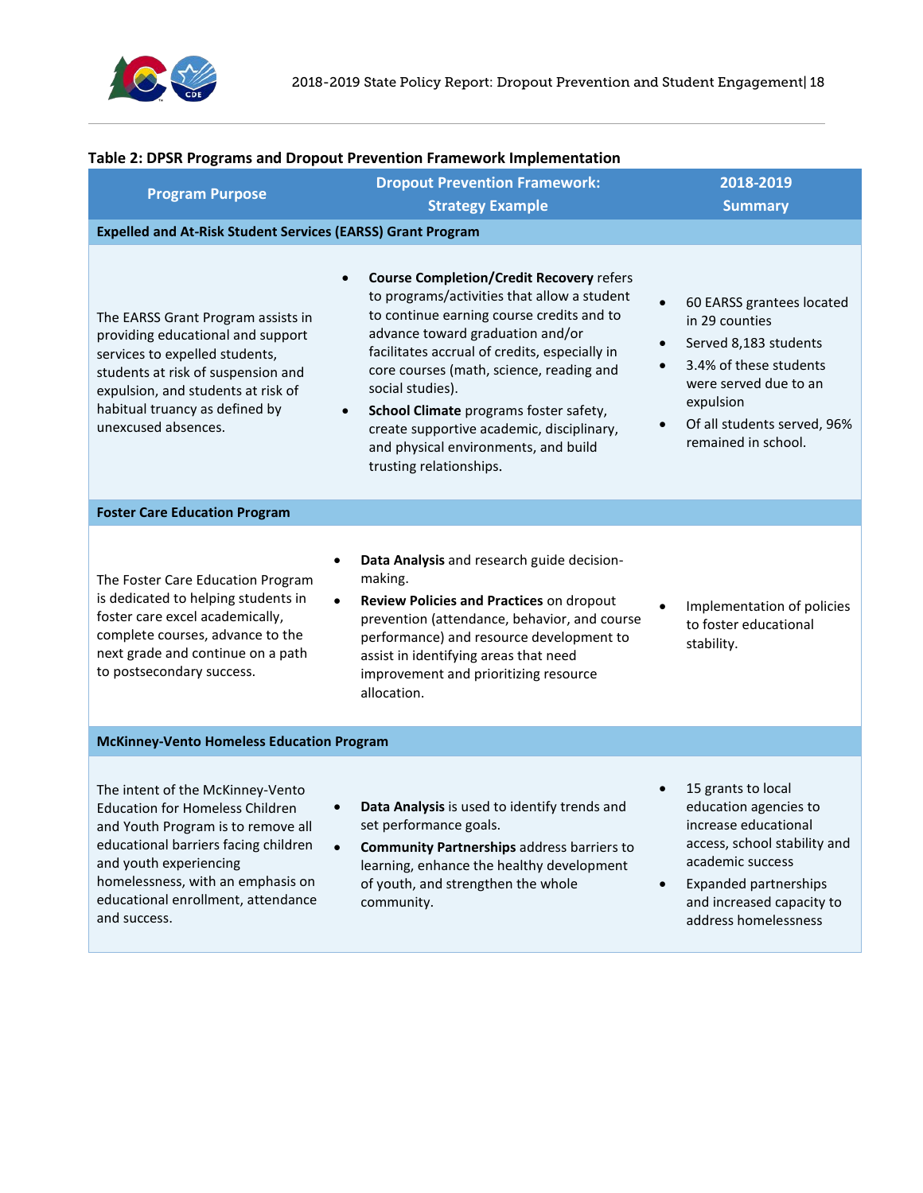**Table 2: DPSR Programs and Dropout Prevention Framework Implementation**

| Program Purpose | Dropout Prevention Framework: Strategy Example | 2018-2019 Summary |
|---|---|---|
| **Expelled and At-Risk Student Services (EARSS) Grant Program** | | |
| The EARSS Grant Program assists in providing educational and support services to expelled students, students at risk of suspension and expulsion, and students at risk of habitual truancy as defined by unexcused absences. | • **Course Completion/Credit Recovery** refers to programs/activities that allow a student to continue earning course credits and to advance toward graduation and/or facilitates accrual of credits, especially in core courses (math, science, reading and social studies).<br>• **School Climate** programs foster safety, create supportive academic, disciplinary, and physical environments, and build trusting relationships. | • 60 EARSS grantees located in 29 counties<br>• Served 8,183 students<br>• 3.4% of these students were served due to an expulsion<br>• Of all students served, 96% remained in school. |
| **Foster Care Education Program** | | |
| The Foster Care Education Program is dedicated to helping students in foster care excel academically, complete courses, advance to the next grade and continue on a path to postsecondary success. | • **Data Analysis** and research guide decision-making.<br>• **Review Policies and Practices** on dropout prevention (attendance, behavior, and course performance) and resource development to assist in identifying areas that need improvement and prioritizing resource allocation. | • Implementation of policies to foster educational stability. |
| **McKinney-Vento Homeless Education Program** | | |
| The intent of the McKinney-Vento Education for Homeless Children and Youth Program is to remove all educational barriers facing children and youth experiencing homelessness, with an emphasis on educational enrollment, attendance and success. | • **Data Analysis** is used to identify trends and set performance goals.<br>• **Community Partnerships** address barriers to learning, enhance the healthy development of youth, and strengthen the whole community. | • 15 grants to local education agencies to increase educational access, school stability and academic success<br>• Expanded partnerships and increased capacity to address homelessness |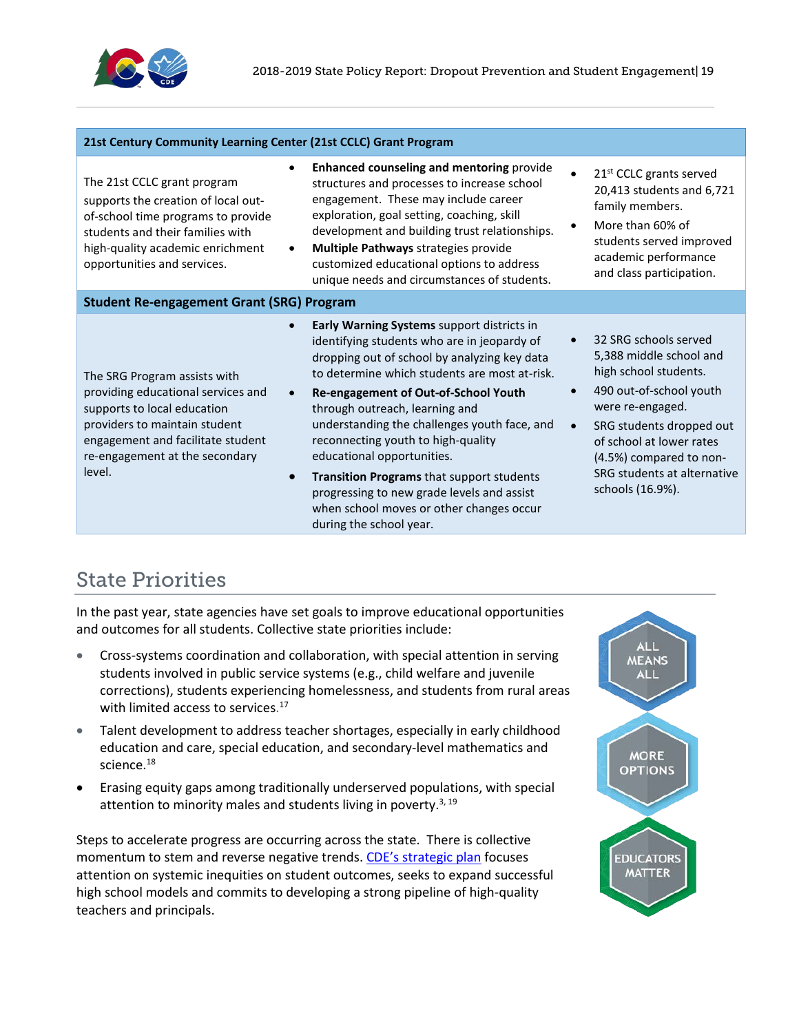| 21st Century Community Learning Center (21st CCLC) Grant Program | | |
|---|---|---|
| The 21st CCLC grant program supports the creation of local out-of-school time programs to provide students and their families with high-quality academic enrichment opportunities and services. | • **Enhanced counseling and mentoring** provide structures and processes to increase school engagement. These may include career exploration, goal setting, coaching, skill development and building trust relationships.<br>• **Multiple Pathways** strategies provide customized educational options to address unique needs and circumstances of students. | • 21st CCLC grants served 20,413 students and 6,721 family members.<br>• More than 60% of students served improved academic performance and class participation. |
| **Student Re-engagement Grant (SRG) Program** | | |
| The SRG Program assists with providing educational services and supports to local education providers to maintain student engagement and facilitate student re-engagement at the secondary level. | • **Early Warning Systems** support districts in identifying students who are in jeopardy of dropping out of school by analyzing key data to determine which students are most at-risk.<br>• **Re-engagement of Out-of-School Youth** through outreach, learning and understanding the challenges youth face, and reconnecting youth to high-quality educational opportunities.<br>• **Transition Programs** that support students progressing to new grade levels and assist when school moves or other changes occur during the school year. | • 32 SRG schools served 5,388 middle school and high school students.<br>• 490 out-of-school youth were re-engaged.<br>• SRG students dropped out of school at lower rates (4.5%) compared to non-SRG students at alternative schools (16.9%). |

## State Priorities

In the past year, state agencies have set goals to improve educational opportunities and outcomes for all students. Collective state priorities include:

- Cross-systems coordination and collaboration, with special attention in serving students involved in public service systems (e.g., child welfare and juvenile corrections), students experiencing homelessness, and students from rural areas with limited access to services.[17]
- Talent development to address teacher shortages, especially in early childhood education and care, special education, and secondary-level mathematics and science.[18]
- Erasing equity gaps among traditionally underserved populations, with special attention to minority males and students living in poverty.[3, 19]

ALL MEANS ALL

MORE OPTIONS

EDUCATORS MATTER

Steps to accelerate progress are occurring across the state. There is collective momentum to stem and reverse negative trends. CDE's strategic plan focuses attention on systemic inequities on student outcomes, seeks to expand successful high school models and commits to developing a strong pipeline of high-quality teachers and principals.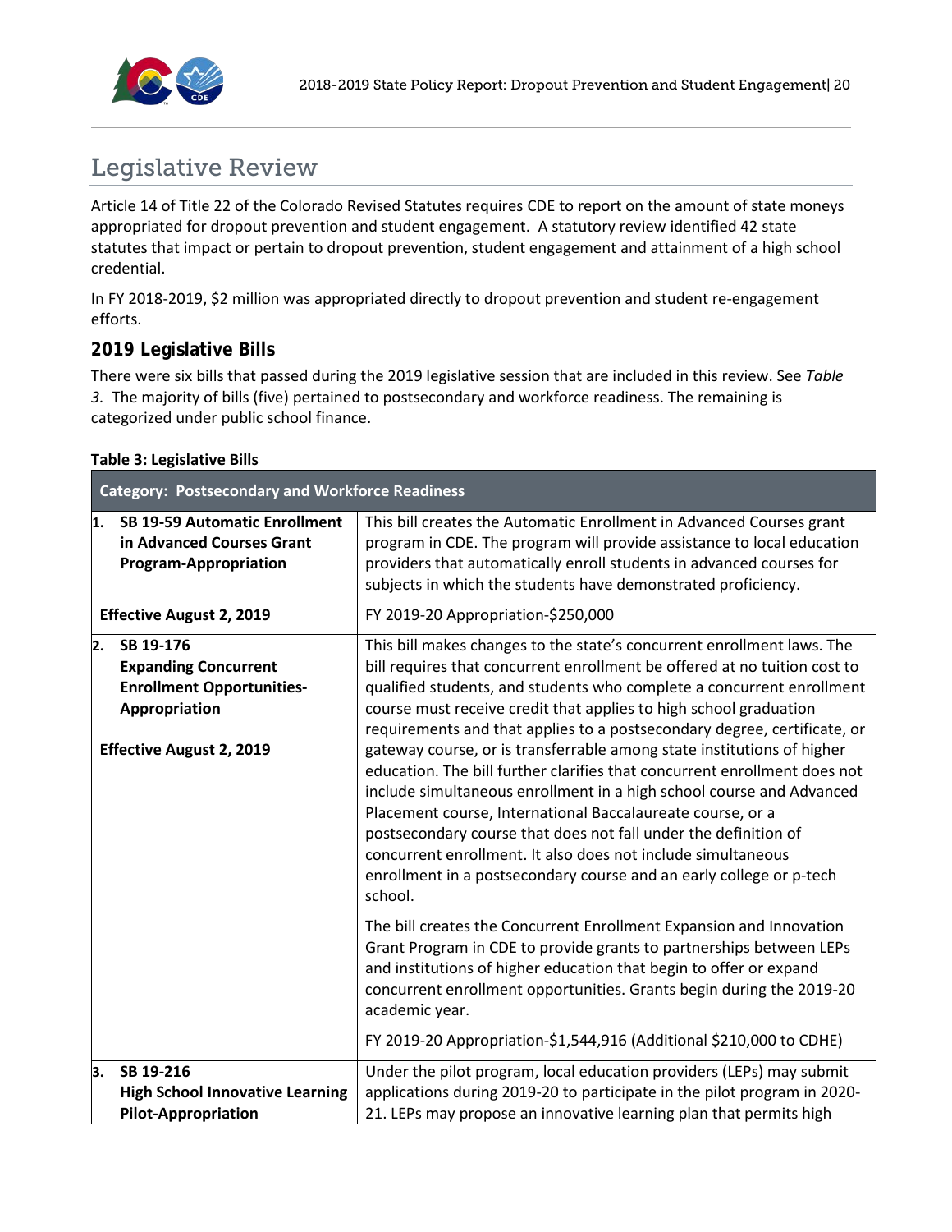## Legislative Review

Article 14 of Title 22 of the Colorado Revised Statutes requires CDE to report on the amount of state moneys appropriated for dropout prevention and student engagement. A statutory review identified 42 state statutes that impact or pertain to dropout prevention, student engagement and attainment of a high school credential.

In FY 2018-2019, $2 million was appropriated directly to dropout prevention and student re-engagement efforts.

### 2019 Legislative Bills

There were six bills that passed during the 2019 legislative session that are included in this review. See *Table 3.* The majority of bills (five) pertained to postsecondary and workforce readiness. The remaining is categorized under public school finance.

**Table 3: Legislative Bills**

| Category: Postsecondary and Workforce Readiness | |
|---|---|
| **1. SB 19-59 Automatic Enrollment in Advanced Courses Grant Program-Appropriation**<br><br>**Effective August 2, 2019** | This bill creates the Automatic Enrollment in Advanced Courses grant program in CDE. The program will provide assistance to local education providers that automatically enroll students in advanced courses for subjects in which the students have demonstrated proficiency.<br><br>FY 2019-20 Appropriation-$250,000 |
| **2. SB 19-176 Expanding Concurrent Enrollment Opportunities-Appropriation**<br><br>**Effective August 2, 2019** | This bill makes changes to the state's concurrent enrollment laws. The bill requires that concurrent enrollment be offered at no tuition cost to qualified students, and students who complete a concurrent enrollment course must receive credit that applies to high school graduation requirements and that applies to a postsecondary degree, certificate, or gateway course, or is transferrable among state institutions of higher education. The bill further clarifies that concurrent enrollment does not include simultaneous enrollment in a high school course and Advanced Placement course, International Baccalaureate course, or a postsecondary course that does not fall under the definition of concurrent enrollment. It also does not include simultaneous enrollment in a postsecondary course and an early college or p-tech school.<br><br>The bill creates the Concurrent Enrollment Expansion and Innovation Grant Program in CDE to provide grants to partnerships between LEPs and institutions of higher education that begin to offer or expand concurrent enrollment opportunities. Grants begin during the 2019-20 academic year.<br><br>FY 2019-20 Appropriation-$1,544,916 (Additional $210,000 to CDHE) |
| **3. SB 19-216 High School Innovative Learning Pilot-Appropriation** | Under the pilot program, local education providers (LEPs) may submit applications during 2019-20 to participate in the pilot program in 2020-21. LEPs may propose an innovative learning plan that permits high |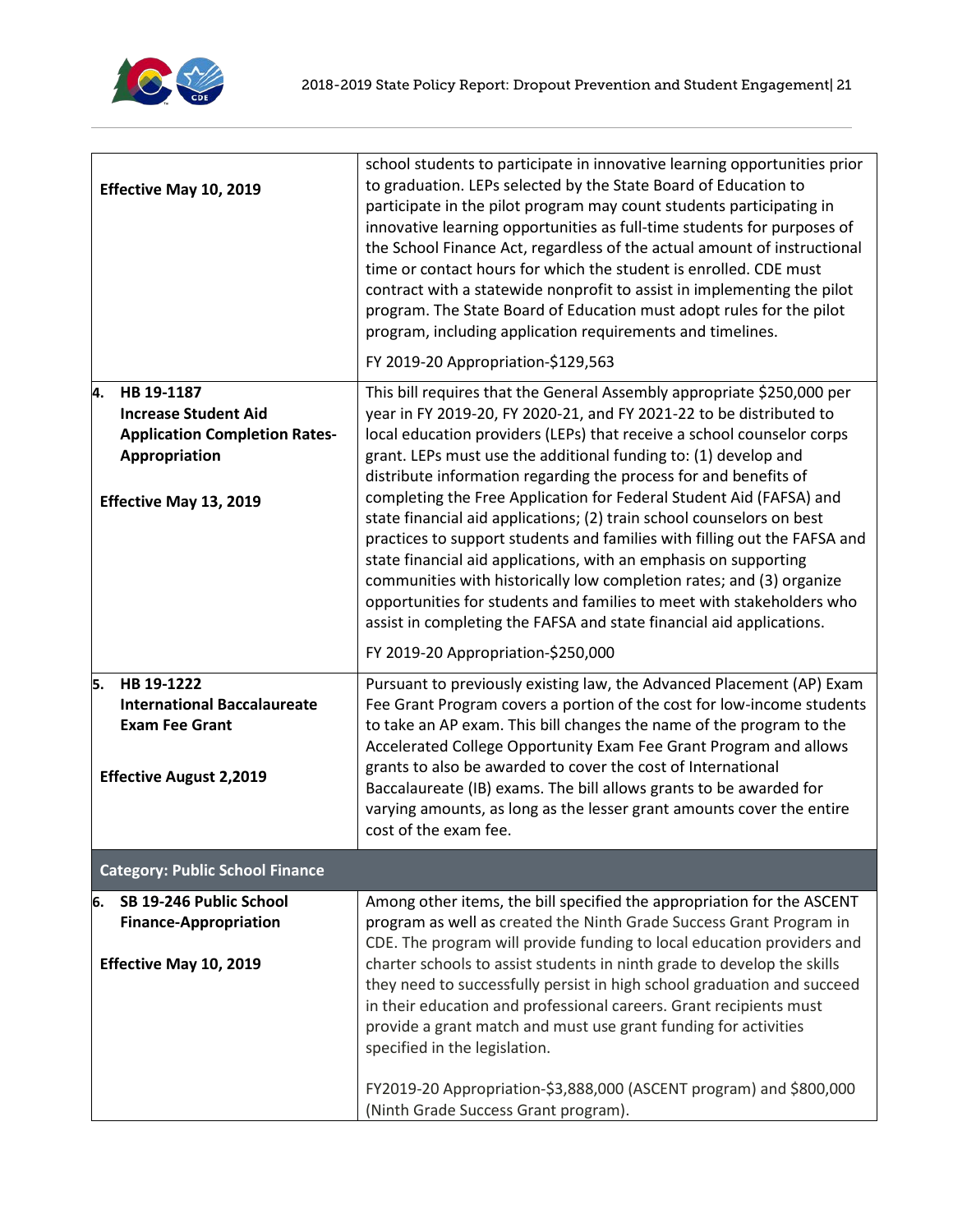| | |
|---|---|
| **Effective May 10, 2019** | school students to participate in innovative learning opportunities prior to graduation. LEPs selected by the State Board of Education to participate in the pilot program may count students participating in innovative learning opportunities as full-time students for purposes of the School Finance Act, regardless of the actual amount of instructional time or contact hours for which the student is enrolled. CDE must contract with a statewide nonprofit to assist in implementing the pilot program. The State Board of Education must adopt rules for the pilot program, including application requirements and timelines.<br><br>FY 2019-20 Appropriation-$129,563 |
| **4. HB 19-1187**<br>**Increase Student Aid Application Completion Rates-Appropriation**<br><br>**Effective May 13, 2019** | This bill requires that the General Assembly appropriate $250,000 per year in FY 2019-20, FY 2020-21, and FY 2021-22 to be distributed to local education providers (LEPs) that receive a school counselor corps grant. LEPs must use the additional funding to: (1) develop and distribute information regarding the process for and benefits of completing the Free Application for Federal Student Aid (FAFSA) and state financial aid applications; (2) train school counselors on best practices to support students and families with filling out the FAFSA and state financial aid applications, with an emphasis on supporting communities with historically low completion rates; and (3) organize opportunities for students and families to meet with stakeholders who assist in completing the FAFSA and state financial aid applications.<br><br>FY 2019-20 Appropriation-$250,000 |
| **5. HB 19-1222**<br>**International Baccalaureate Exam Fee Grant**<br><br>**Effective August 2,2019** | Pursuant to previously existing law, the Advanced Placement (AP) Exam Fee Grant Program covers a portion of the cost for low-income students to take an AP exam. This bill changes the name of the program to the Accelerated College Opportunity Exam Fee Grant Program and allows grants to also be awarded to cover the cost of International Baccalaureate (IB) exams. The bill allows grants to be awarded for varying amounts, as long as the lesser grant amounts cover the entire cost of the exam fee. |
| **Category: Public School Finance** | |
| **6. SB 19-246 Public School Finance-Appropriation**<br><br>**Effective May 10, 2019** | Among other items, the bill specified the appropriation for the ASCENT program as well as created the Ninth Grade Success Grant Program in CDE. The program will provide funding to local education providers and charter schools to assist students in ninth grade to develop the skills they need to successfully persist in high school graduation and succeed in their education and professional careers. Grant recipients must provide a grant match and must use grant funding for activities specified in the legislation.<br><br>FY2019-20 Appropriation-$3,888,000 (ASCENT program) and $800,000 (Ninth Grade Success Grant program). |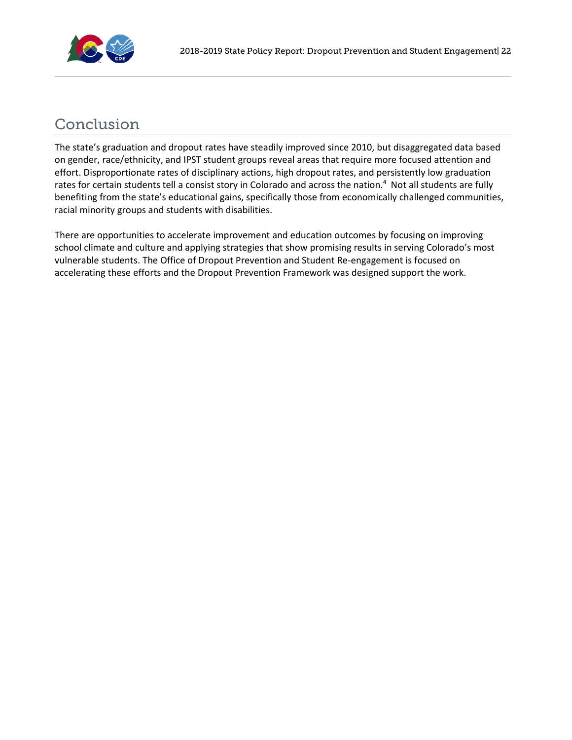## Conclusion

The state's graduation and dropout rates have steadily improved since 2010, but disaggregated data based on gender, race/ethnicity, and IPST student groups reveal areas that require more focused attention and effort. Disproportionate rates of disciplinary actions, high dropout rates, and persistently low graduation rates for certain students tell a consist story in Colorado and across the nation.[4] Not all students are fully benefiting from the state's educational gains, specifically those from economically challenged communities, racial minority groups and students with disabilities.

There are opportunities to accelerate improvement and education outcomes by focusing on improving school climate and culture and applying strategies that show promising results in serving Colorado's most vulnerable students. The Office of Dropout Prevention and Student Re-engagement is focused on accelerating these efforts and the Dropout Prevention Framework was designed support the work.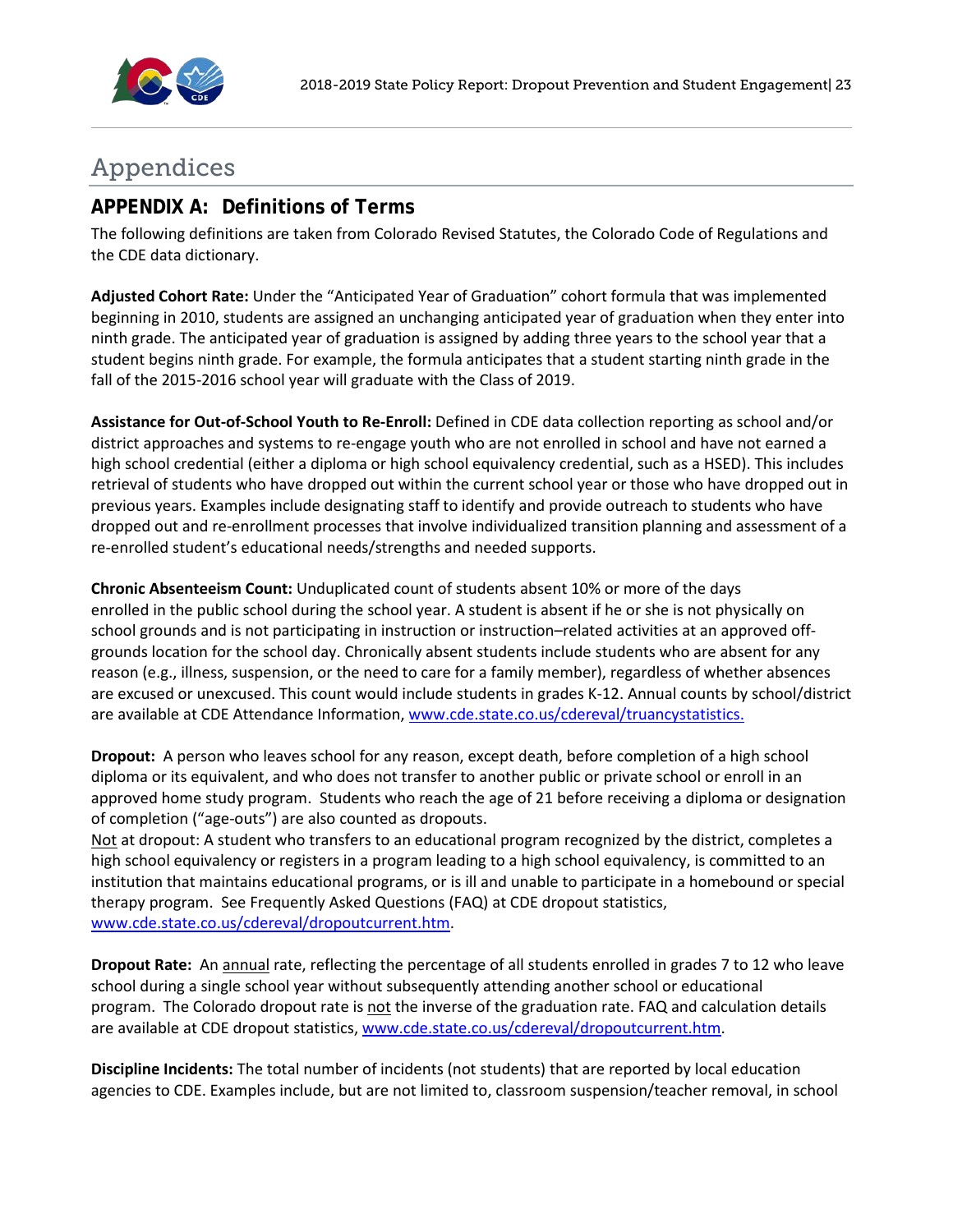# Appendices

## APPENDIX A: Definitions of Terms

The following definitions are taken from Colorado Revised Statutes, the Colorado Code of Regulations and the CDE data dictionary.

**Adjusted Cohort Rate:** Under the "Anticipated Year of Graduation" cohort formula that was implemented beginning in 2010, students are assigned an unchanging anticipated year of graduation when they enter into ninth grade. The anticipated year of graduation is assigned by adding three years to the school year that a student begins ninth grade. For example, the formula anticipates that a student starting ninth grade in the fall of the 2015-2016 school year will graduate with the Class of 2019.

**Assistance for Out-of-School Youth to Re-Enroll:** Defined in CDE data collection reporting as school and/or district approaches and systems to re-engage youth who are not enrolled in school and have not earned a high school credential (either a diploma or high school equivalency credential, such as a HSED). This includes retrieval of students who have dropped out within the current school year or those who have dropped out in previous years. Examples include designating staff to identify and provide outreach to students who have dropped out and re-enrollment processes that involve individualized transition planning and assessment of a re-enrolled student's educational needs/strengths and needed supports.

**Chronic Absenteeism Count:** Unduplicated count of students absent 10% or more of the days enrolled in the public school during the school year. A student is absent if he or she is not physically on school grounds and is not participating in instruction or instruction–related activities at an approved off-grounds location for the school day. Chronically absent students include students who are absent for any reason (e.g., illness, suspension, or the need to care for a family member), regardless of whether absences are excused or unexcused. This count would include students in grades K-12. Annual counts by school/district are available at CDE Attendance Information, [www.cde.state.co.us/cdereval/truancystatistics.](www.cde.state.co.us/cdereval/truancystatistics)

**Dropout:** A person who leaves school for any reason, except death, before completion of a high school diploma or its equivalent, and who does not transfer to another public or private school or enroll in an approved home study program. Students who reach the age of 21 before receiving a diploma or designation of completion ("age-outs") are also counted as dropouts.
Not at dropout: A student who transfers to an educational program recognized by the district, completes a high school equivalency or registers in a program leading to a high school equivalency, is committed to an institution that maintains educational programs, or is ill and unable to participate in a homebound or special therapy program. See Frequently Asked Questions (FAQ) at CDE dropout statistics, [www.cde.state.co.us/cdereval/dropoutcurrent.htm](www.cde.state.co.us/cdereval/dropoutcurrent.htm).

**Dropout Rate:** An annual rate, reflecting the percentage of all students enrolled in grades 7 to 12 who leave school during a single school year without subsequently attending another school or educational program. The Colorado dropout rate is not the inverse of the graduation rate. FAQ and calculation details are available at CDE dropout statistics, [www.cde.state.co.us/cdereval/dropoutcurrent.htm](www.cde.state.co.us/cdereval/dropoutcurrent.htm).

**Discipline Incidents:** The total number of incidents (not students) that are reported by local education agencies to CDE. Examples include, but are not limited to, classroom suspension/teacher removal, in school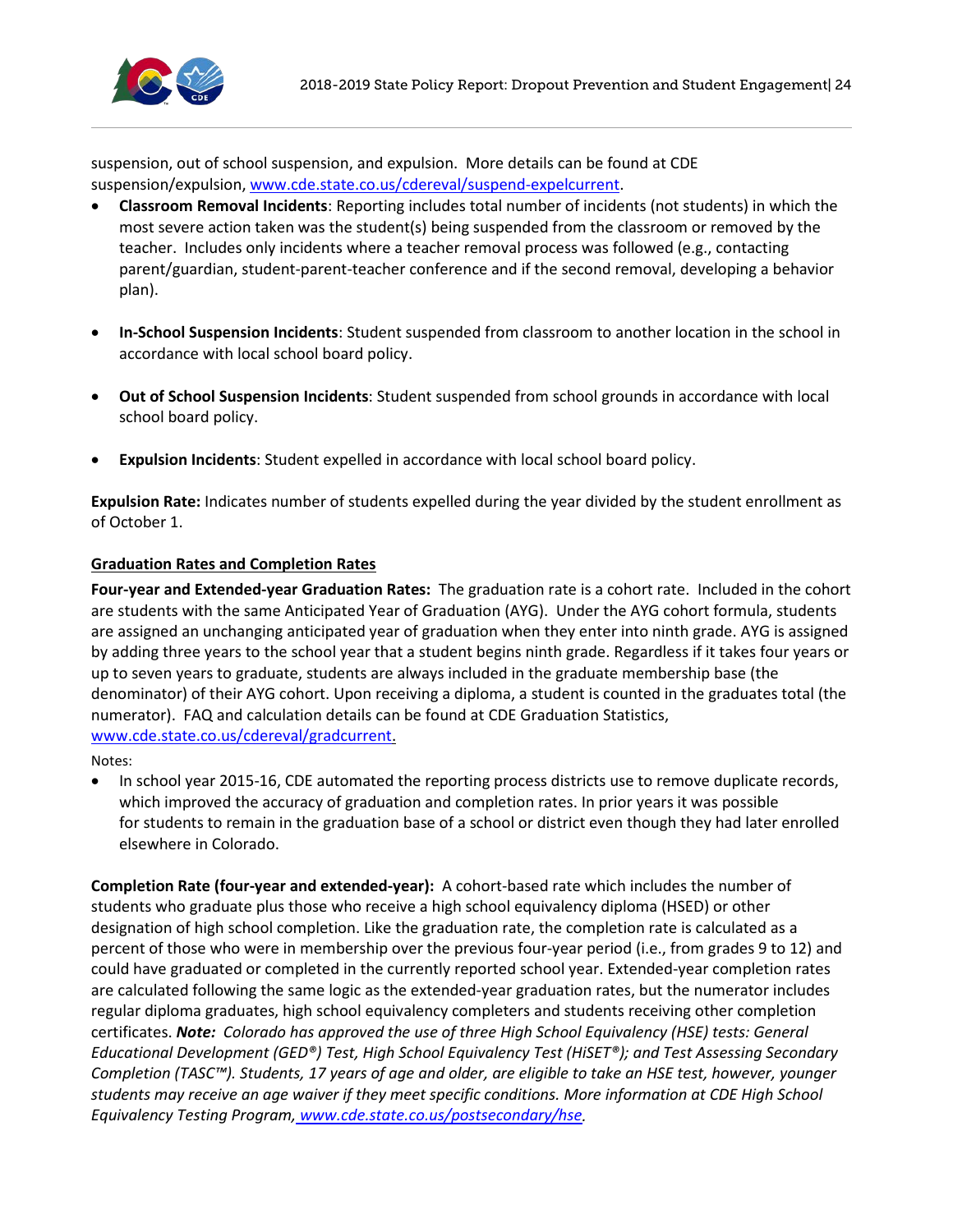suspension, out of school suspension, and expulsion. More details can be found at CDE suspension/expulsion, www.cde.state.co.us/cdereval/suspend-expelcurrent.

- **Classroom Removal Incidents**: Reporting includes total number of incidents (not students) in which the most severe action taken was the student(s) being suspended from the classroom or removed by the teacher. Includes only incidents where a teacher removal process was followed (e.g., contacting parent/guardian, student-parent-teacher conference and if the second removal, developing a behavior plan).
- **In-School Suspension Incidents**: Student suspended from classroom to another location in the school in accordance with local school board policy.
- **Out of School Suspension Incidents**: Student suspended from school grounds in accordance with local school board policy.
- **Expulsion Incidents**: Student expelled in accordance with local school board policy.

**Expulsion Rate:** Indicates number of students expelled during the year divided by the student enrollment as of October 1.

## Graduation Rates and Completion Rates

**Four-year and Extended-year Graduation Rates:** The graduation rate is a cohort rate. Included in the cohort are students with the same Anticipated Year of Graduation (AYG). Under the AYG cohort formula, students are assigned an unchanging anticipated year of graduation when they enter into ninth grade. AYG is assigned by adding three years to the school year that a student begins ninth grade. Regardless if it takes four years or up to seven years to graduate, students are always included in the graduate membership base (the denominator) of their AYG cohort. Upon receiving a diploma, a student is counted in the graduates total (the numerator). FAQ and calculation details can be found at CDE Graduation Statistics, www.cde.state.co.us/cdereval/gradcurrent.

Notes:

- In school year 2015-16, CDE automated the reporting process districts use to remove duplicate records, which improved the accuracy of graduation and completion rates. In prior years it was possible for students to remain in the graduation base of a school or district even though they had later enrolled elsewhere in Colorado.

**Completion Rate (four-year and extended-year):** A cohort-based rate which includes the number of students who graduate plus those who receive a high school equivalency diploma (HSED) or other designation of high school completion. Like the graduation rate, the completion rate is calculated as a percent of those who were in membership over the previous four-year period (i.e., from grades 9 to 12) and could have graduated or completed in the currently reported school year. Extended-year completion rates are calculated following the same logic as the extended-year graduation rates, but the numerator includes regular diploma graduates, high school equivalency completers and students receiving other completion certificates. ***Note:*** *Colorado has approved the use of three High School Equivalency (HSE) tests: General Educational Development (GED®) Test, High School Equivalency Test (HiSET®); and Test Assessing Secondary Completion (TASC™). Students, 17 years of age and older, are eligible to take an HSE test, however, younger students may receive an age waiver if they meet specific conditions. More information at CDE High School Equivalency Testing Program, www.cde.state.co.us/postsecondary/hse.*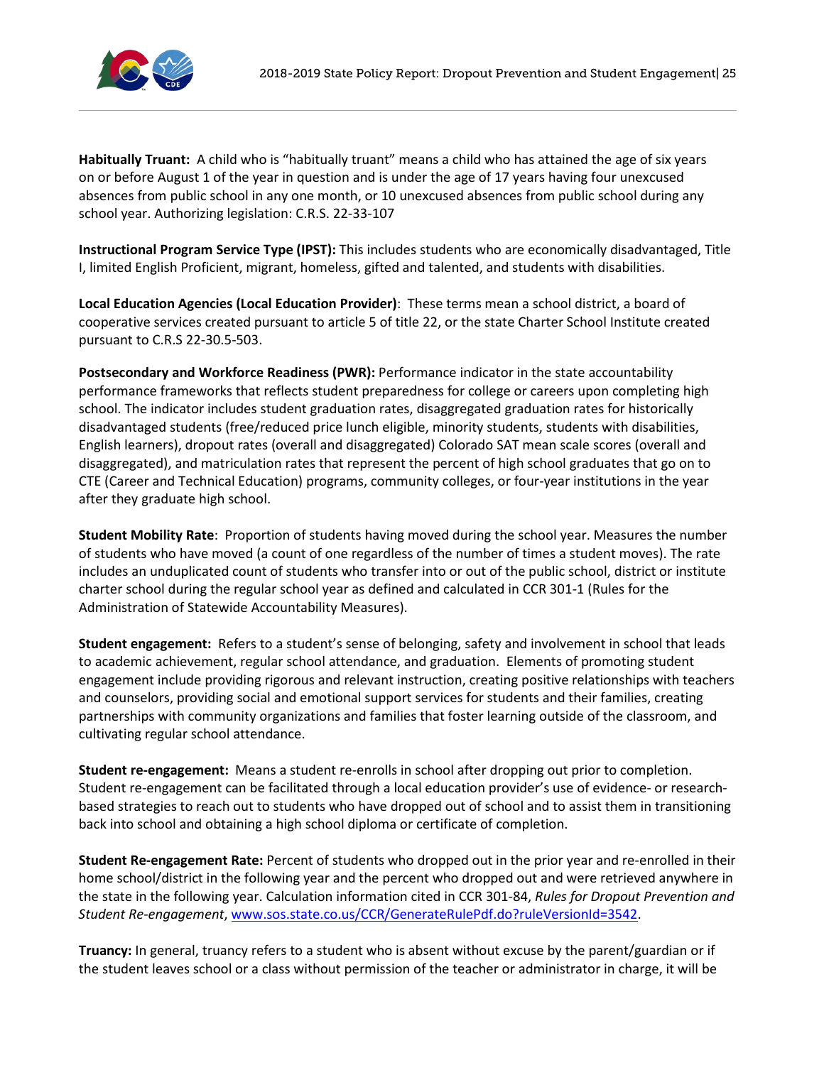**Habitually Truant:** A child who is "habitually truant" means a child who has attained the age of six years on or before August 1 of the year in question and is under the age of 17 years having four unexcused absences from public school in any one month, or 10 unexcused absences from public school during any school year. Authorizing legislation: C.R.S. 22-33-107

**Instructional Program Service Type (IPST):** This includes students who are economically disadvantaged, Title I, limited English Proficient, migrant, homeless, gifted and talented, and students with disabilities.

**Local Education Agencies (Local Education Provider)**: These terms mean a school district, a board of cooperative services created pursuant to article 5 of title 22, or the state Charter School Institute created pursuant to C.R.S 22-30.5-503.

**Postsecondary and Workforce Readiness (PWR):** Performance indicator in the state accountability performance frameworks that reflects student preparedness for college or careers upon completing high school. The indicator includes student graduation rates, disaggregated graduation rates for historically disadvantaged students (free/reduced price lunch eligible, minority students, students with disabilities, English learners), dropout rates (overall and disaggregated) Colorado SAT mean scale scores (overall and disaggregated), and matriculation rates that represent the percent of high school graduates that go on to CTE (Career and Technical Education) programs, community colleges, or four-year institutions in the year after they graduate high school.

**Student Mobility Rate**: Proportion of students having moved during the school year. Measures the number of students who have moved (a count of one regardless of the number of times a student moves). The rate includes an unduplicated count of students who transfer into or out of the public school, district or institute charter school during the regular school year as defined and calculated in CCR 301-1 (Rules for the Administration of Statewide Accountability Measures).

**Student engagement:** Refers to a student's sense of belonging, safety and involvement in school that leads to academic achievement, regular school attendance, and graduation. Elements of promoting student engagement include providing rigorous and relevant instruction, creating positive relationships with teachers and counselors, providing social and emotional support services for students and their families, creating partnerships with community organizations and families that foster learning outside of the classroom, and cultivating regular school attendance.

**Student re-engagement:** Means a student re-enrolls in school after dropping out prior to completion. Student re-engagement can be facilitated through a local education provider's use of evidence- or research-based strategies to reach out to students who have dropped out of school and to assist them in transitioning back into school and obtaining a high school diploma or certificate of completion.

**Student Re-engagement Rate:** Percent of students who dropped out in the prior year and re-enrolled in their home school/district in the following year and the percent who dropped out and were retrieved anywhere in the state in the following year. Calculation information cited in CCR 301-84, *Rules for Dropout Prevention and Student Re-engagement*, www.sos.state.co.us/CCR/GenerateRulePdf.do?ruleVersionId=3542.

**Truancy:** In general, truancy refers to a student who is absent without excuse by the parent/guardian or if the student leaves school or a class without permission of the teacher or administrator in charge, it will be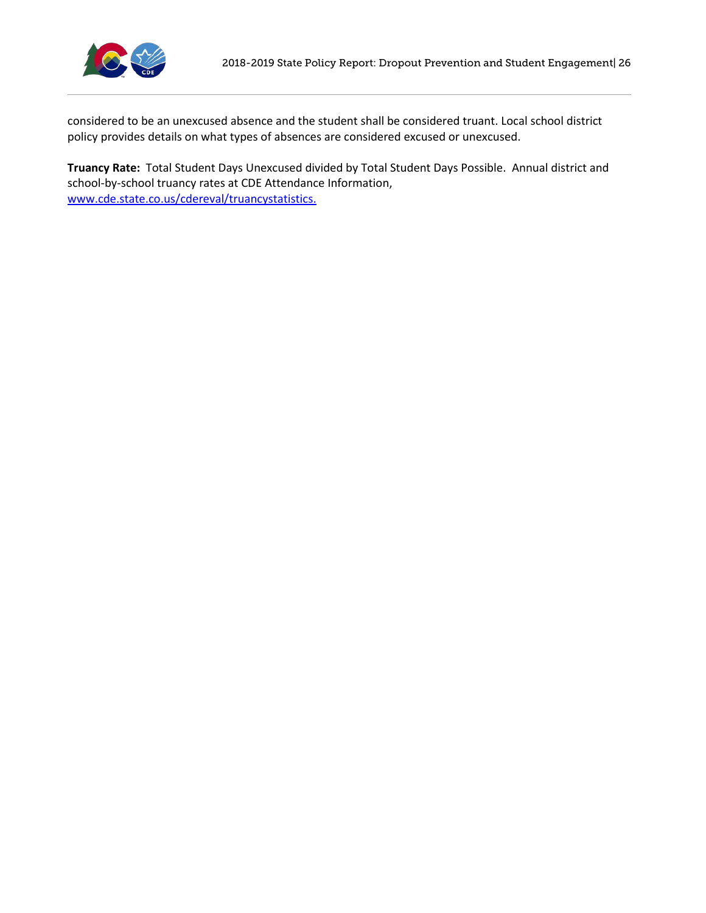considered to be an unexcused absence and the student shall be considered truant. Local school district policy provides details on what types of absences are considered excused or unexcused.

**Truancy Rate:** Total Student Days Unexcused divided by Total Student Days Possible. Annual district and school-by-school truancy rates at CDE Attendance Information, [www.cde.state.co.us/cdereval/truancystatistics.](http://www.cde.state.co.us/cdereval/truancystatistics)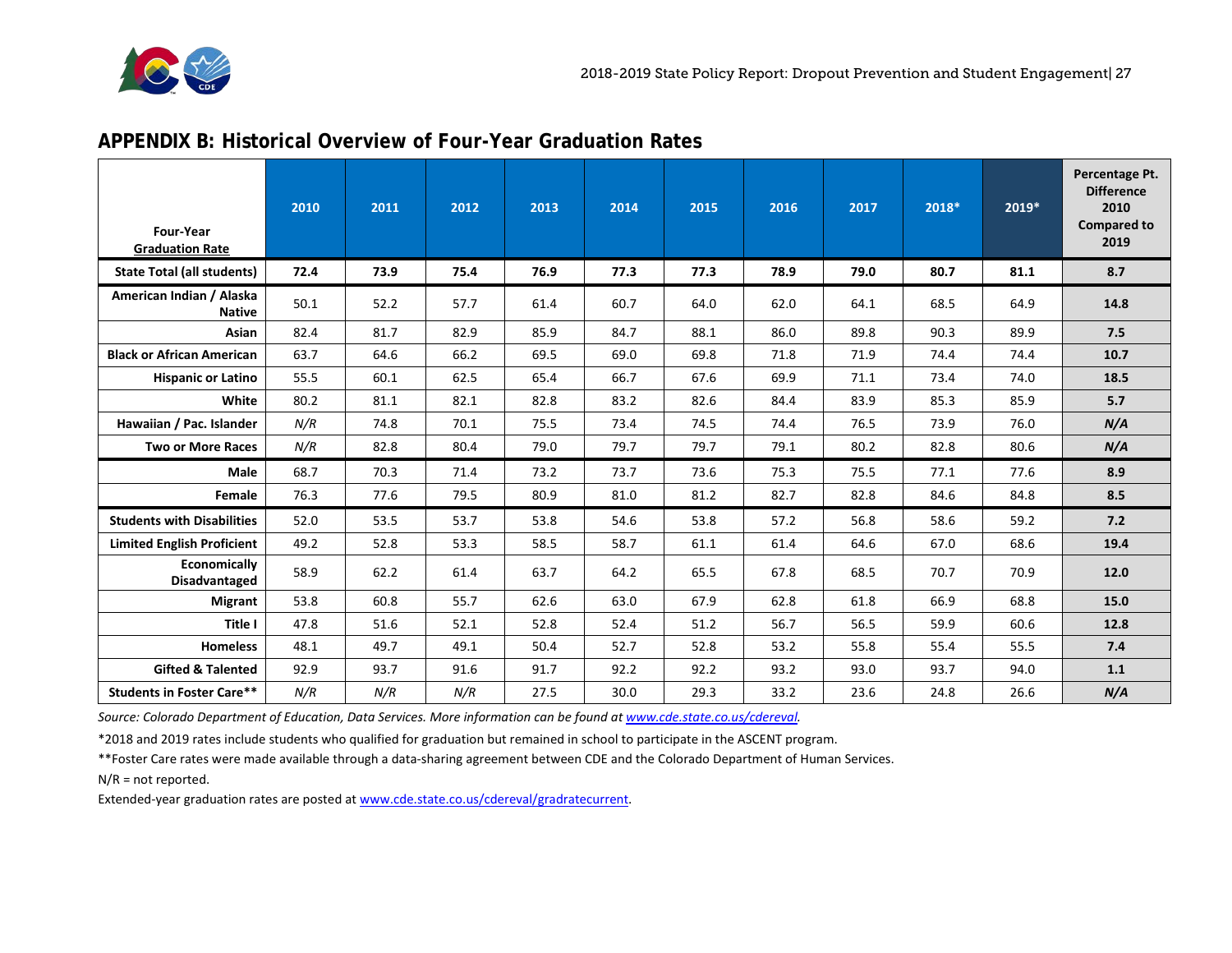## APPENDIX B: Historical Overview of Four-Year Graduation Rates

| Four-Year Graduation Rate | 2010 | 2011 | 2012 | 2013 | 2014 | 2015 | 2016 | 2017 | 2018* | 2019* | Percentage Pt. Difference 2010 Compared to 2019 |
|---|---|---|---|---|---|---|---|---|---|---|---|
| **State Total (all students)** | **72.4** | **73.9** | **75.4** | **76.9** | **77.3** | **77.3** | **78.9** | **79.0** | **80.7** | **81.1** | **8.7** |
| **American Indian / Alaska Native** | 50.1 | 52.2 | 57.7 | 61.4 | 60.7 | 64.0 | 62.0 | 64.1 | 68.5 | 64.9 | **14.8** |
| **Asian** | 82.4 | 81.7 | 82.9 | 85.9 | 84.7 | 88.1 | 86.0 | 89.8 | 90.3 | 89.9 | **7.5** |
| **Black or African American** | 63.7 | 64.6 | 66.2 | 69.5 | 69.0 | 69.8 | 71.8 | 71.9 | 74.4 | 74.4 | **10.7** |
| **Hispanic or Latino** | 55.5 | 60.1 | 62.5 | 65.4 | 66.7 | 67.6 | 69.9 | 71.1 | 73.4 | 74.0 | **18.5** |
| **White** | 80.2 | 81.1 | 82.1 | 82.8 | 83.2 | 82.6 | 84.4 | 83.9 | 85.3 | 85.9 | **5.7** |
| **Hawaiian / Pac. Islander** | *N/R* | 74.8 | 70.1 | 75.5 | 73.4 | 74.5 | 74.4 | 76.5 | 73.9 | 76.0 | ***N/A*** |
| **Two or More Races** | *N/R* | 82.8 | 80.4 | 79.0 | 79.7 | 79.7 | 79.1 | 80.2 | 82.8 | 80.6 | ***N/A*** |
| **Male** | 68.7 | 70.3 | 71.4 | 73.2 | 73.7 | 73.6 | 75.3 | 75.5 | 77.1 | 77.6 | **8.9** |
| **Female** | 76.3 | 77.6 | 79.5 | 80.9 | 81.0 | 81.2 | 82.7 | 82.8 | 84.6 | 84.8 | **8.5** |
| **Students with Disabilities** | 52.0 | 53.5 | 53.7 | 53.8 | 54.6 | 53.8 | 57.2 | 56.8 | 58.6 | 59.2 | **7.2** |
| **Limited English Proficient** | 49.2 | 52.8 | 53.3 | 58.5 | 58.7 | 61.1 | 61.4 | 64.6 | 67.0 | 68.6 | **19.4** |
| **Economically Disadvantaged** | 58.9 | 62.2 | 61.4 | 63.7 | 64.2 | 65.5 | 67.8 | 68.5 | 70.7 | 70.9 | **12.0** |
| **Migrant** | 53.8 | 60.8 | 55.7 | 62.6 | 63.0 | 67.9 | 62.8 | 61.8 | 66.9 | 68.8 | **15.0** |
| **Title I** | 47.8 | 51.6 | 52.1 | 52.8 | 52.4 | 51.2 | 56.7 | 56.5 | 59.9 | 60.6 | **12.8** |
| **Homeless** | 48.1 | 49.7 | 49.1 | 50.4 | 52.7 | 52.8 | 53.2 | 55.8 | 55.4 | 55.5 | **7.4** |
| **Gifted & Talented** | 92.9 | 93.7 | 91.6 | 91.7 | 92.2 | 92.2 | 93.2 | 93.0 | 93.7 | 94.0 | **1.1** |
| **Students in Foster Care**** | *N/R* | *N/R* | *N/R* | 27.5 | 30.0 | 29.3 | 33.2 | 23.6 | 24.8 | 26.6 | ***N/A*** |

*Source: Colorado Department of Education, Data Services. More information can be found at [www.cde.state.co.us/cdereval](www.cde.state.co.us/cdereval).*

*2018 and 2019 rates include students who qualified for graduation but remained in school to participate in the ASCENT program.

**Foster Care rates were made available through a data-sharing agreement between CDE and the Colorado Department of Human Services.

N/R = not reported.

Extended-year graduation rates are posted at [www.cde.state.co.us/cdereval/gradratecurrent](www.cde.state.co.us/cdereval/gradratecurrent).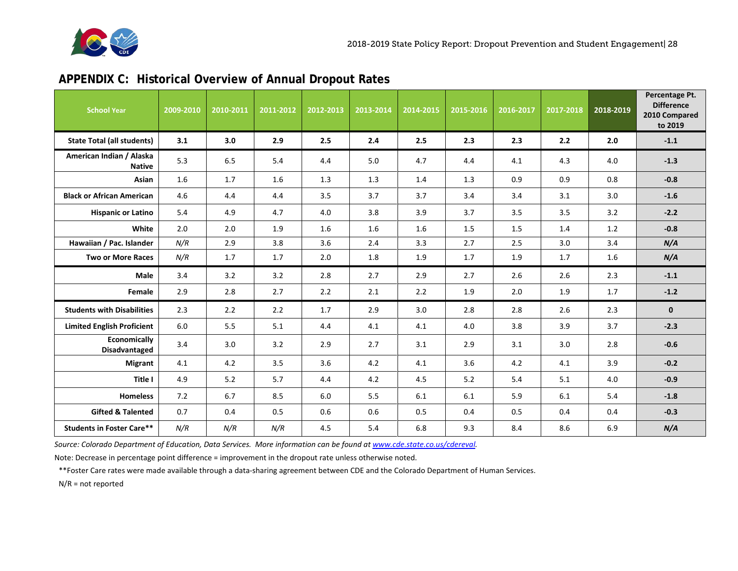## APPENDIX C: Historical Overview of Annual Dropout Rates

| School Year | 2009-2010 | 2010-2011 | 2011-2012 | 2012-2013 | 2013-2014 | 2014-2015 | 2015-2016 | 2016-2017 | 2017-2018 | 2018-2019 | Percentage Pt. Difference 2010 Compared to 2019 |
|---|---|---|---|---|---|---|---|---|---|---|---|
| **State Total (all students)** | **3.1** | **3.0** | **2.9** | **2.5** | **2.4** | **2.5** | **2.3** | **2.3** | **2.2** | **2.0** | **-1.1** |
| **American Indian / Alaska Native** | 5.3 | 6.5 | 5.4 | 4.4 | 5.0 | 4.7 | 4.4 | 4.1 | 4.3 | 4.0 | **-1.3** |
| **Asian** | 1.6 | 1.7 | 1.6 | 1.3 | 1.3 | 1.4 | 1.3 | 0.9 | 0.9 | 0.8 | **-0.8** |
| **Black or African American** | 4.6 | 4.4 | 4.4 | 3.5 | 3.7 | 3.7 | 3.4 | 3.4 | 3.1 | 3.0 | **-1.6** |
| **Hispanic or Latino** | 5.4 | 4.9 | 4.7 | 4.0 | 3.8 | 3.9 | 3.7 | 3.5 | 3.5 | 3.2 | **-2.2** |
| **White** | 2.0 | 2.0 | 1.9 | 1.6 | 1.6 | 1.6 | 1.5 | 1.5 | 1.4 | 1.2 | **-0.8** |
| **Hawaiian / Pac. Islander** | *N/R* | 2.9 | 3.8 | 3.6 | 2.4 | 3.3 | 2.7 | 2.5 | 3.0 | 3.4 | ***N/A*** |
| **Two or More Races** | *N/R* | 1.7 | 1.7 | 2.0 | 1.8 | 1.9 | 1.7 | 1.9 | 1.7 | 1.6 | ***N/A*** |
| **Male** | 3.4 | 3.2 | 3.2 | 2.8 | 2.7 | 2.9 | 2.7 | 2.6 | 2.6 | 2.3 | **-1.1** |
| **Female** | 2.9 | 2.8 | 2.7 | 2.2 | 2.1 | 2.2 | 1.9 | 2.0 | 1.9 | 1.7 | **-1.2** |
| **Students with Disabilities** | 2.3 | 2.2 | 2.2 | 1.7 | 2.9 | 3.0 | 2.8 | 2.8 | 2.6 | 2.3 | **0** |
| **Limited English Proficient** | 6.0 | 5.5 | 5.1 | 4.4 | 4.1 | 4.1 | 4.0 | 3.8 | 3.9 | 3.7 | **-2.3** |
| **Economically Disadvantaged** | 3.4 | 3.0 | 3.2 | 2.9 | 2.7 | 3.1 | 2.9 | 3.1 | 3.0 | 2.8 | **-0.6** |
| **Migrant** | 4.1 | 4.2 | 3.5 | 3.6 | 4.2 | 4.1 | 3.6 | 4.2 | 4.1 | 3.9 | **-0.2** |
| **Title I** | 4.9 | 5.2 | 5.7 | 4.4 | 4.2 | 4.5 | 5.2 | 5.4 | 5.1 | 4.0 | **-0.9** |
| **Homeless** | 7.2 | 6.7 | 8.5 | 6.0 | 5.5 | 6.1 | 6.1 | 5.9 | 6.1 | 5.4 | **-1.8** |
| **Gifted & Talented** | 0.7 | 0.4 | 0.5 | 0.6 | 0.6 | 0.5 | 0.4 | 0.5 | 0.4 | 0.4 | **-0.3** |
| **Students in Foster Care**** | *N/R* | *N/R* | *N/R* | 4.5 | 5.4 | 6.8 | 9.3 | 8.4 | 8.6 | 6.9 | ***N/A*** |

*Source: Colorado Department of Education, Data Services. More information can be found at [www.cde.state.co.us/cdereval](http://www.cde.state.co.us/cdereval).*

Note: Decrease in percentage point difference = improvement in the dropout rate unless otherwise noted.

**Foster Care rates were made available through a data-sharing agreement between CDE and the Colorado Department of Human Services.

N/R = not reported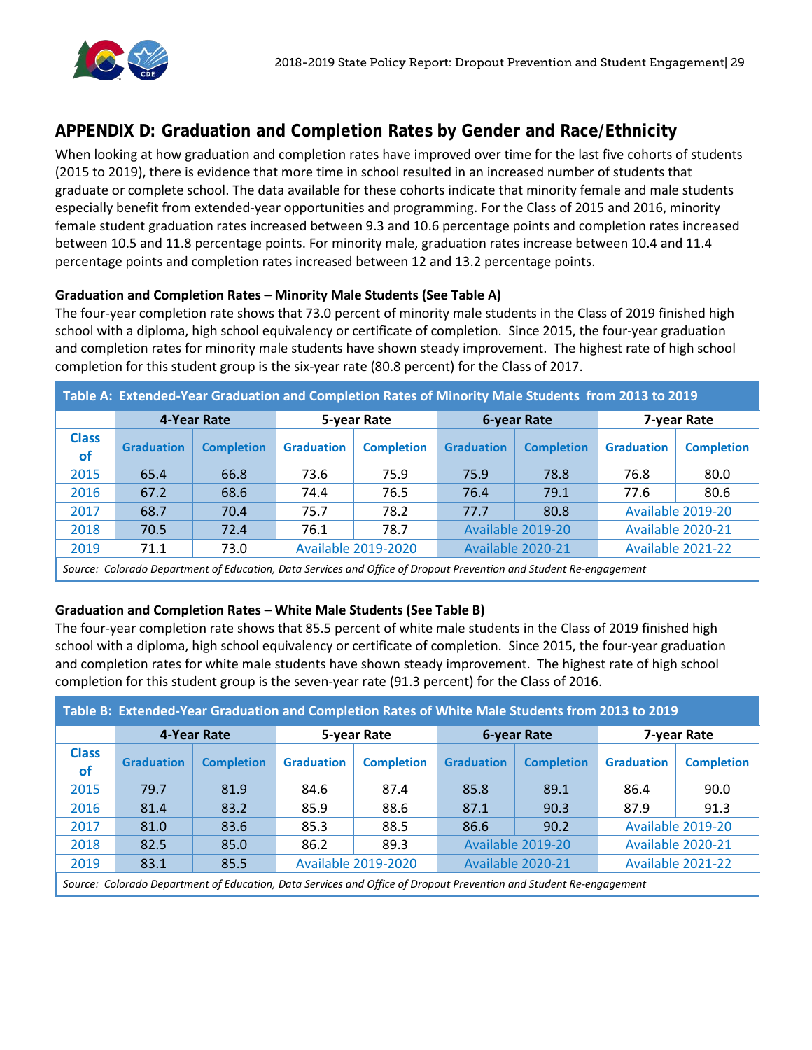## APPENDIX D: Graduation and Completion Rates by Gender and Race/Ethnicity

When looking at how graduation and completion rates have improved over time for the last five cohorts of students (2015 to 2019), there is evidence that more time in school resulted in an increased number of students that graduate or complete school. The data available for these cohorts indicate that minority female and male students especially benefit from extended-year opportunities and programming. For the Class of 2015 and 2016, minority female student graduation rates increased between 9.3 and 10.6 percentage points and completion rates increased between 10.5 and 11.8 percentage points. For minority male, graduation rates increase between 10.4 and 11.4 percentage points and completion rates increased between 12 and 13.2 percentage points.

**Graduation and Completion Rates – Minority Male Students (See Table A)**

The four-year completion rate shows that 73.0 percent of minority male students in the Class of 2019 finished high school with a diploma, high school equivalency or certificate of completion. Since 2015, the four-year graduation and completion rates for minority male students have shown steady improvement. The highest rate of high school completion for this student group is the six-year rate (80.8 percent) for the Class of 2017.

**Table A: Extended-Year Graduation and Completion Rates of Minority Male Students from 2013 to 2019**

| Class of | 4-Year Rate | | 5-year Rate | | 6-year Rate | | 7-year Rate | |
|---|---|---|---|---|---|---|---|---|
| | Graduation | Completion | Graduation | Completion | Graduation | Completion | Graduation | Completion |
| 2015 | 65.4 | 66.8 | 73.6 | 75.9 | 75.9 | 78.8 | 76.8 | 80.0 |
| 2016 | 67.2 | 68.6 | 74.4 | 76.5 | 76.4 | 79.1 | 77.6 | 80.6 |
| 2017 | 68.7 | 70.4 | 75.7 | 78.2 | 77.7 | 80.8 | Available 2019-20 | |
| 2018 | 70.5 | 72.4 | 76.1 | 78.7 | Available 2019-20 | | Available 2020-21 | |
| 2019 | 71.1 | 73.0 | Available 2019-2020 | | Available 2020-21 | | Available 2021-22 | |

*Source: Colorado Department of Education, Data Services and Office of Dropout Prevention and Student Re-engagement*

**Graduation and Completion Rates – White Male Students (See Table B)**

The four-year completion rate shows that 85.5 percent of white male students in the Class of 2019 finished high school with a diploma, high school equivalency or certificate of completion. Since 2015, the four-year graduation and completion rates for white male students have shown steady improvement. The highest rate of high school completion for this student group is the seven-year rate (91.3 percent) for the Class of 2016.

**Table B: Extended-Year Graduation and Completion Rates of White Male Students from 2013 to 2019**

| Class of | 4-Year Rate | | 5-year Rate | | 6-year Rate | | 7-year Rate | |
|---|---|---|---|---|---|---|---|---|
| | Graduation | Completion | Graduation | Completion | Graduation | Completion | Graduation | Completion |
| 2015 | 79.7 | 81.9 | 84.6 | 87.4 | 85.8 | 89.1 | 86.4 | 90.0 |
| 2016 | 81.4 | 83.2 | 85.9 | 88.6 | 87.1 | 90.3 | 87.9 | 91.3 |
| 2017 | 81.0 | 83.6 | 85.3 | 88.5 | 86.6 | 90.2 | Available 2019-20 | |
| 2018 | 82.5 | 85.0 | 86.2 | 89.3 | Available 2019-20 | | Available 2020-21 | |
| 2019 | 83.1 | 85.5 | Available 2019-2020 | | Available 2020-21 | | Available 2021-22 | |

*Source: Colorado Department of Education, Data Services and Office of Dropout Prevention and Student Re-engagement*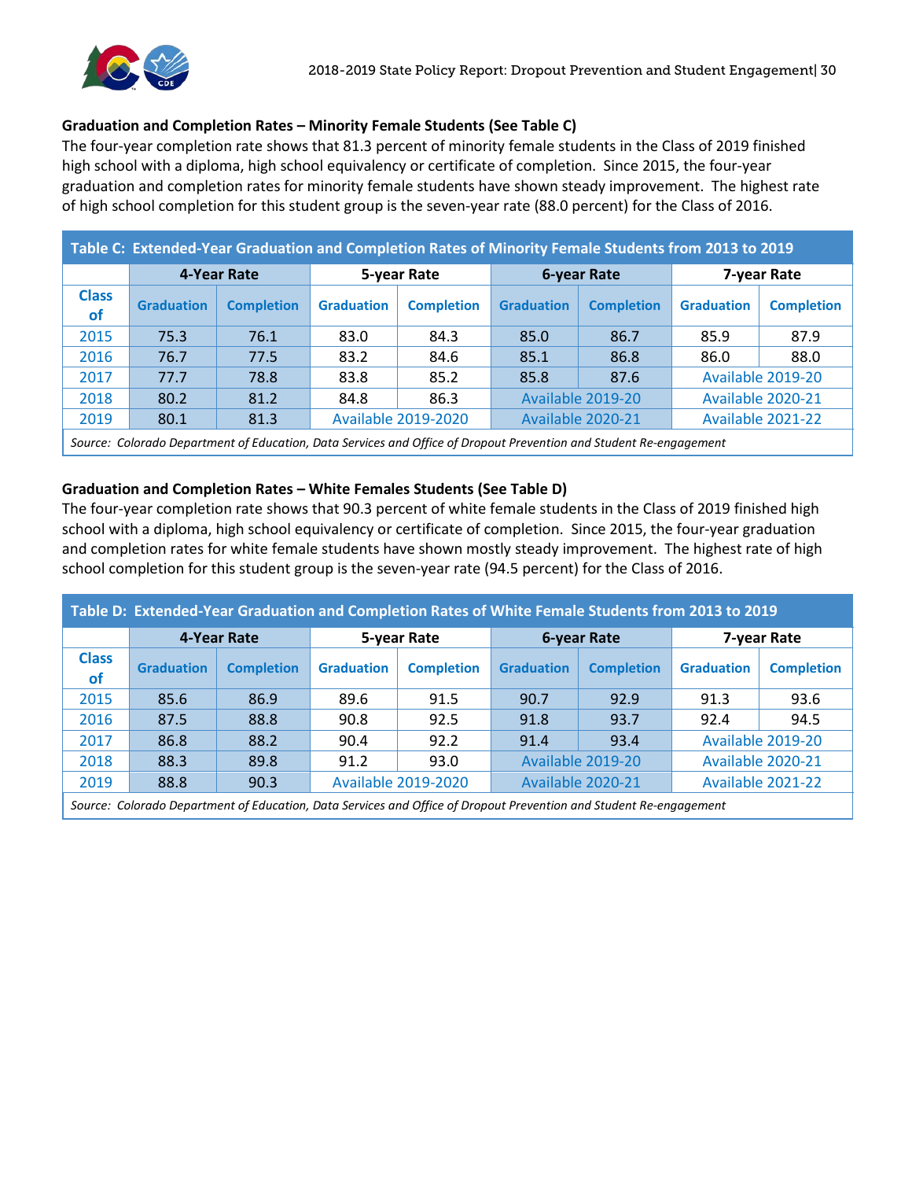**Graduation and Completion Rates – Minority Female Students (See Table C)**

The four-year completion rate shows that 81.3 percent of minority female students in the Class of 2019 finished high school with a diploma, high school equivalency or certificate of completion. Since 2015, the four-year graduation and completion rates for minority female students have shown steady improvement. The highest rate of high school completion for this student group is the seven-year rate (88.0 percent) for the Class of 2016.

| Table C: Extended-Year Graduation and Completion Rates of Minority Female Students from 2013 to 2019 | | | | | | | | |
|---|---|---|---|---|---|---|---|---|
| | 4-Year Rate | | 5-year Rate | | 6-year Rate | | 7-year Rate | |
| Class of | Graduation | Completion | Graduation | Completion | Graduation | Completion | Graduation | Completion |
| 2015 | 75.3 | 76.1 | 83.0 | 84.3 | 85.0 | 86.7 | 85.9 | 87.9 |
| 2016 | 76.7 | 77.5 | 83.2 | 84.6 | 85.1 | 86.8 | 86.0 | 88.0 |
| 2017 | 77.7 | 78.8 | 83.8 | 85.2 | 85.8 | 87.6 | Available 2019-20 | |
| 2018 | 80.2 | 81.2 | 84.8 | 86.3 | Available 2019-20 | | Available 2020-21 | |
| 2019 | 80.1 | 81.3 | Available 2019-2020 | | Available 2020-21 | | Available 2021-22 | |

*Source: Colorado Department of Education, Data Services and Office of Dropout Prevention and Student Re-engagement*

**Graduation and Completion Rates – White Females Students (See Table D)**

The four-year completion rate shows that 90.3 percent of white female students in the Class of 2019 finished high school with a diploma, high school equivalency or certificate of completion. Since 2015, the four-year graduation and completion rates for white female students have shown mostly steady improvement. The highest rate of high school completion for this student group is the seven-year rate (94.5 percent) for the Class of 2016.

| Table D: Extended-Year Graduation and Completion Rates of White Female Students from 2013 to 2019 | | | | | | | | |
|---|---|---|---|---|---|---|---|---|
| | 4-Year Rate | | 5-year Rate | | 6-year Rate | | 7-year Rate | |
| Class of | Graduation | Completion | Graduation | Completion | Graduation | Completion | Graduation | Completion |
| 2015 | 85.6 | 86.9 | 89.6 | 91.5 | 90.7 | 92.9 | 91.3 | 93.6 |
| 2016 | 87.5 | 88.8 | 90.8 | 92.5 | 91.8 | 93.7 | 92.4 | 94.5 |
| 2017 | 86.8 | 88.2 | 90.4 | 92.2 | 91.4 | 93.4 | Available 2019-20 | |
| 2018 | 88.3 | 89.8 | 91.2 | 93.0 | Available 2019-20 | | Available 2020-21 | |
| 2019 | 88.8 | 90.3 | Available 2019-2020 | | Available 2020-21 | | Available 2021-22 | |

*Source: Colorado Department of Education, Data Services and Office of Dropout Prevention and Student Re-engagement*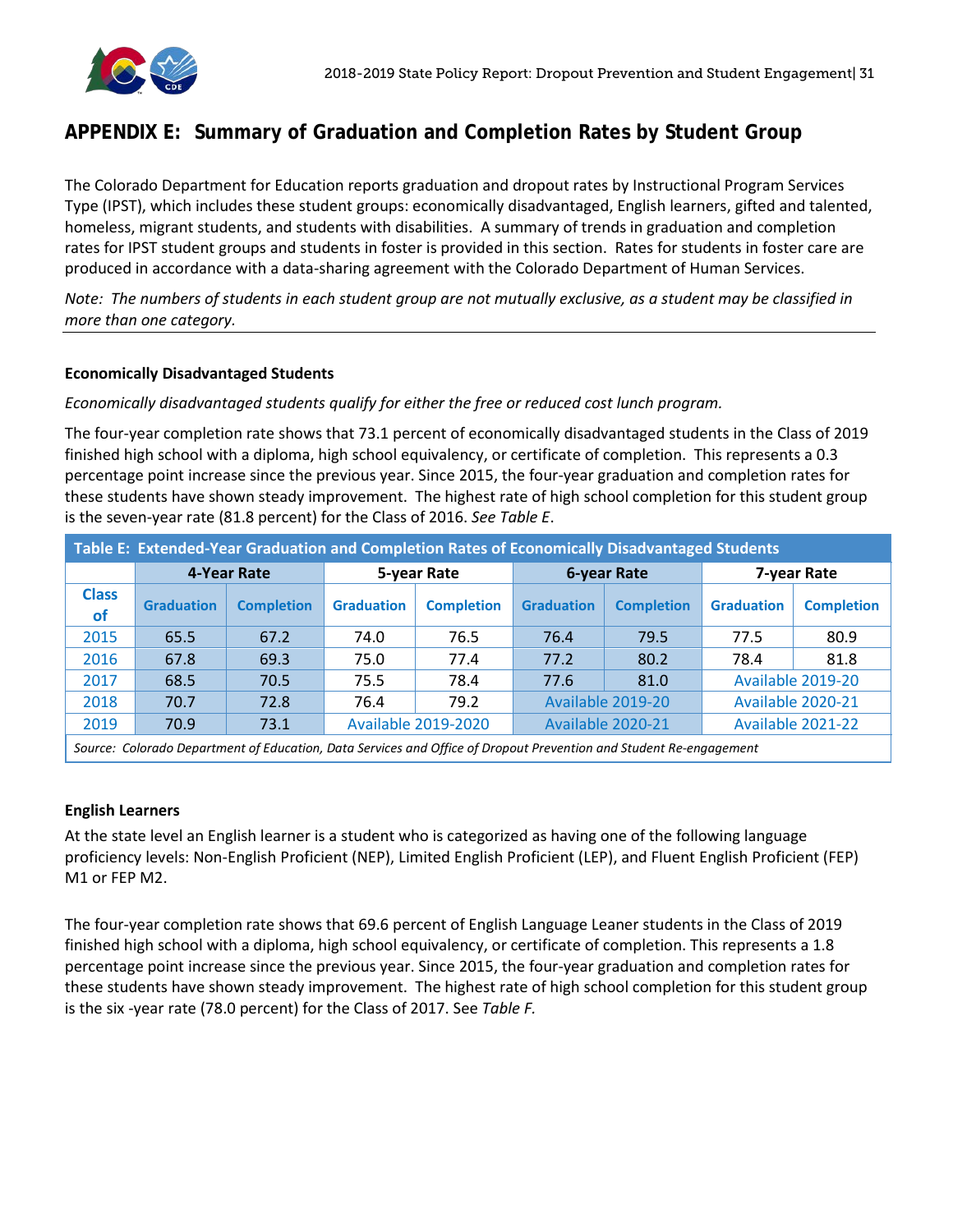## APPENDIX E: Summary of Graduation and Completion Rates by Student Group

The Colorado Department for Education reports graduation and dropout rates by Instructional Program Services Type (IPST), which includes these student groups: economically disadvantaged, English learners, gifted and talented, homeless, migrant students, and students with disabilities. A summary of trends in graduation and completion rates for IPST student groups and students in foster is provided in this section. Rates for students in foster care are produced in accordance with a data-sharing agreement with the Colorado Department of Human Services.

*Note: The numbers of students in each student group are not mutually exclusive, as a student may be classified in more than one category.*

### Economically Disadvantaged Students

*Economically disadvantaged students qualify for either the free or reduced cost lunch program.*

The four-year completion rate shows that 73.1 percent of economically disadvantaged students in the Class of 2019 finished high school with a diploma, high school equivalency, or certificate of completion. This represents a 0.3 percentage point increase since the previous year. Since 2015, the four-year graduation and completion rates for these students have shown steady improvement. The highest rate of high school completion for this student group is the seven-year rate (81.8 percent) for the Class of 2016. *See Table E*.

**Table E: Extended-Year Graduation and Completion Rates of Economically Disadvantaged Students**

| | 4-Year Rate | | 5-year Rate | | 6-year Rate | | 7-year Rate | |
|---|---|---|---|---|---|---|---|---|
| Class of | Graduation | Completion | Graduation | Completion | Graduation | Completion | Graduation | Completion |
| 2015 | 65.5 | 67.2 | 74.0 | 76.5 | 76.4 | 79.5 | 77.5 | 80.9 |
| 2016 | 67.8 | 69.3 | 75.0 | 77.4 | 77.2 | 80.2 | 78.4 | 81.8 |
| 2017 | 68.5 | 70.5 | 75.5 | 78.4 | 77.6 | 81.0 | Available 2019-20 | |
| 2018 | 70.7 | 72.8 | 76.4 | 79.2 | Available 2019-20 | | Available 2020-21 | |
| 2019 | 70.9 | 73.1 | Available 2019-2020 | | Available 2020-21 | | Available 2021-22 | |

*Source: Colorado Department of Education, Data Services and Office of Dropout Prevention and Student Re-engagement*

### English Learners

At the state level an English learner is a student who is categorized as having one of the following language proficiency levels: Non-English Proficient (NEP), Limited English Proficient (LEP), and Fluent English Proficient (FEP) M1 or FEP M2.

The four-year completion rate shows that 69.6 percent of English Language Leaner students in the Class of 2019 finished high school with a diploma, high school equivalency, or certificate of completion. This represents a 1.8 percentage point increase since the previous year. Since 2015, the four-year graduation and completion rates for these students have shown steady improvement. The highest rate of high school completion for this student group is the six -year rate (78.0 percent) for the Class of 2017. See *Table F.*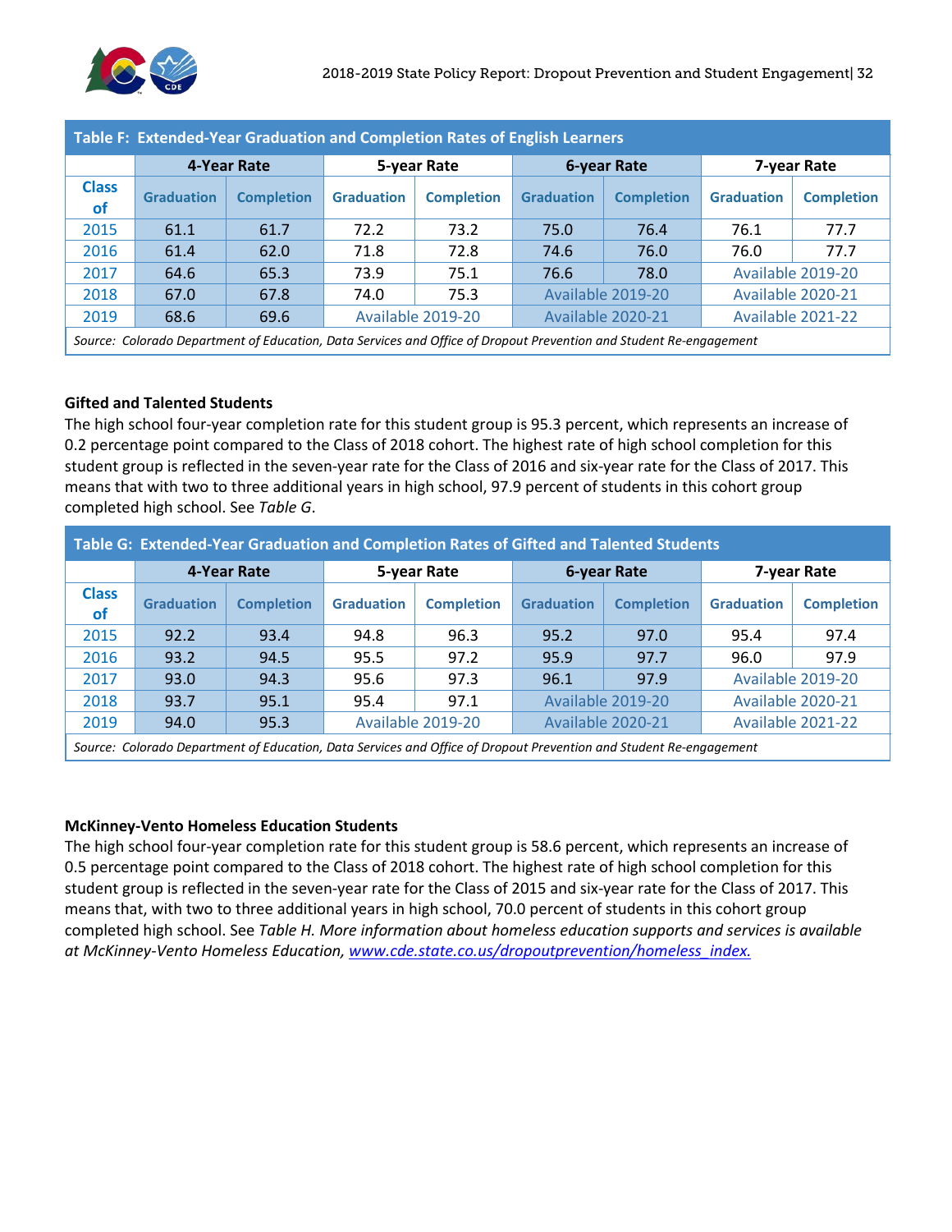| Table F: Extended-Year Graduation and Completion Rates of English Learners | | | | | | | | |
|---|---|---|---|---|---|---|---|---|
| | 4-Year Rate | | 5-year Rate | | 6-year Rate | | 7-year Rate | |
| Class of | Graduation | Completion | Graduation | Completion | Graduation | Completion | Graduation | Completion |
| 2015 | 61.1 | 61.7 | 72.2 | 73.2 | 75.0 | 76.4 | 76.1 | 77.7 |
| 2016 | 61.4 | 62.0 | 71.8 | 72.8 | 74.6 | 76.0 | 76.0 | 77.7 |
| 2017 | 64.6 | 65.3 | 73.9 | 75.1 | 76.6 | 78.0 | Available 2019-20 | |
| 2018 | 67.0 | 67.8 | 74.0 | 75.3 | Available 2019-20 | | Available 2020-21 | |
| 2019 | 68.6 | 69.6 | Available 2019-20 | | Available 2020-21 | | Available 2021-22 | |

*Source: Colorado Department of Education, Data Services and Office of Dropout Prevention and Student Re-engagement*

**Gifted and Talented Students**

The high school four-year completion rate for this student group is 95.3 percent, which represents an increase of 0.2 percentage point compared to the Class of 2018 cohort. The highest rate of high school completion for this student group is reflected in the seven-year rate for the Class of 2016 and six-year rate for the Class of 2017. This means that with two to three additional years in high school, 97.9 percent of students in this cohort group completed high school. See *Table G*.

| Table G: Extended-Year Graduation and Completion Rates of Gifted and Talented Students | | | | | | | | |
|---|---|---|---|---|---|---|---|---|
| | 4-Year Rate | | 5-year Rate | | 6-year Rate | | 7-year Rate | |
| Class of | Graduation | Completion | Graduation | Completion | Graduation | Completion | Graduation | Completion |
| 2015 | 92.2 | 93.4 | 94.8 | 96.3 | 95.2 | 97.0 | 95.4 | 97.4 |
| 2016 | 93.2 | 94.5 | 95.5 | 97.2 | 95.9 | 97.7 | 96.0 | 97.9 |
| 2017 | 93.0 | 94.3 | 95.6 | 97.3 | 96.1 | 97.9 | Available 2019-20 | |
| 2018 | 93.7 | 95.1 | 95.4 | 97.1 | Available 2019-20 | | Available 2020-21 | |
| 2019 | 94.0 | 95.3 | Available 2019-20 | | Available 2020-21 | | Available 2021-22 | |

*Source: Colorado Department of Education, Data Services and Office of Dropout Prevention and Student Re-engagement*

**McKinney-Vento Homeless Education Students**

The high school four-year completion rate for this student group is 58.6 percent, which represents an increase of 0.5 percentage point compared to the Class of 2018 cohort. The highest rate of high school completion for this student group is reflected in the seven-year rate for the Class of 2015 and six-year rate for the Class of 2017. This means that, with two to three additional years in high school, 70.0 percent of students in this cohort group completed high school. See *Table H. More information about homeless education supports and services is available at McKinney-Vento Homeless Education, [www.cde.state.co.us/dropoutprevention/homeless_index.](www.cde.state.co.us/dropoutprevention/homeless_index)*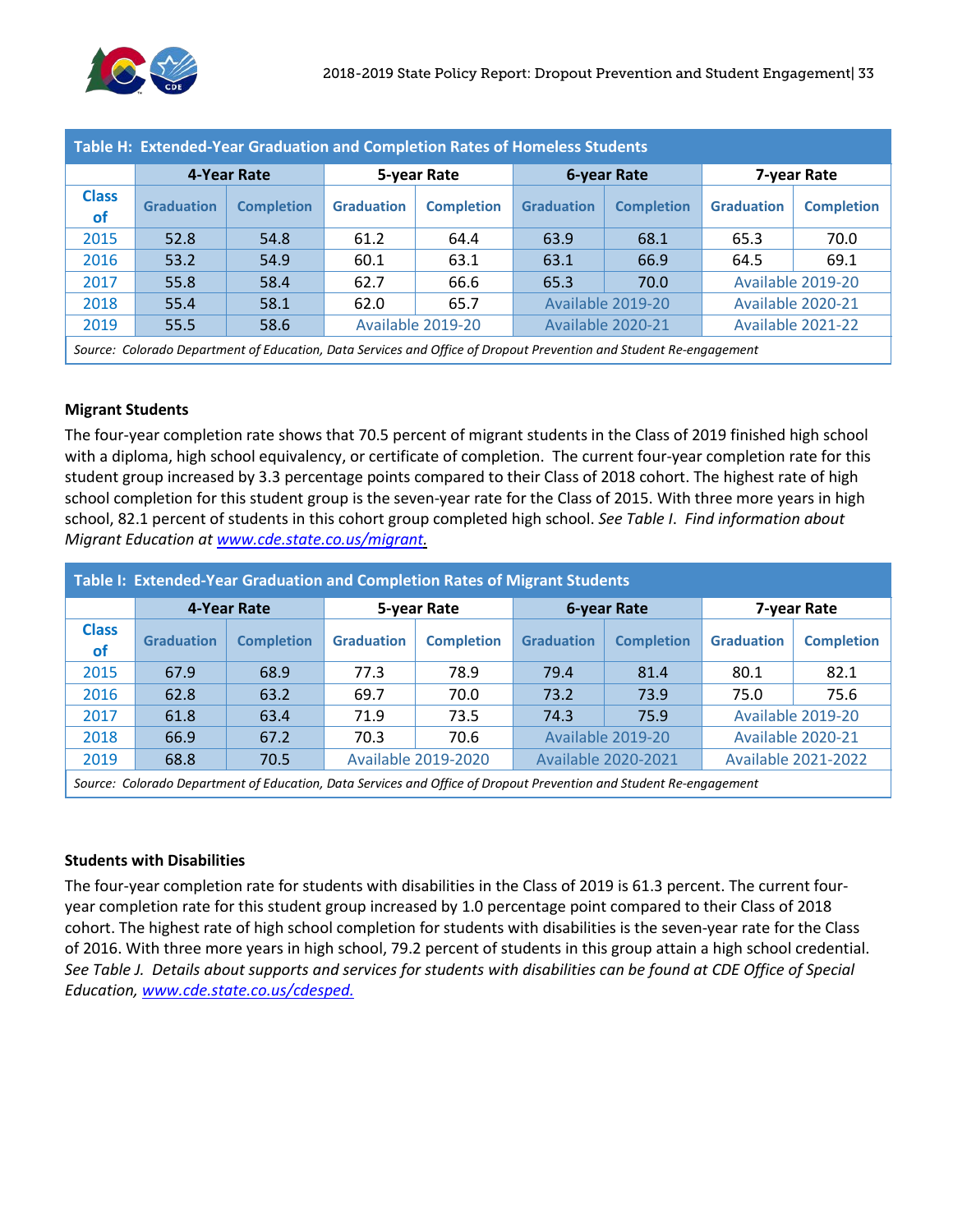| Table H: Extended-Year Graduation and Completion Rates of Homeless Students | | | | | | | | |
|---|---|---|---|---|---|---|---|---|
| | 4-Year Rate | | 5-year Rate | | 6-year Rate | | 7-year Rate | |
| Class of | Graduation | Completion | Graduation | Completion | Graduation | Completion | Graduation | Completion |
| 2015 | 52.8 | 54.8 | 61.2 | 64.4 | 63.9 | 68.1 | 65.3 | 70.0 |
| 2016 | 53.2 | 54.9 | 60.1 | 63.1 | 63.1 | 66.9 | 64.5 | 69.1 |
| 2017 | 55.8 | 58.4 | 62.7 | 66.6 | 65.3 | 70.0 | Available 2019-20 | |
| 2018 | 55.4 | 58.1 | 62.0 | 65.7 | Available 2019-20 | | Available 2020-21 | |
| 2019 | 55.5 | 58.6 | Available 2019-20 | | Available 2020-21 | | Available 2021-22 | |

*Source: Colorado Department of Education, Data Services and Office of Dropout Prevention and Student Re-engagement*

**Migrant Students**

The four-year completion rate shows that 70.5 percent of migrant students in the Class of 2019 finished high school with a diploma, high school equivalency, or certificate of completion. The current four-year completion rate for this student group increased by 3.3 percentage points compared to their Class of 2018 cohort. The highest rate of high school completion for this student group is the seven-year rate for the Class of 2015. With three more years in high school, 82.1 percent of students in this cohort group completed high school. *See Table I. Find information about Migrant Education at [www.cde.state.co.us/migrant](www.cde.state.co.us/migrant).*

| Table I: Extended-Year Graduation and Completion Rates of Migrant Students | | | | | | | | |
|---|---|---|---|---|---|---|---|---|
| | 4-Year Rate | | 5-year Rate | | 6-year Rate | | 7-year Rate | |
| Class of | Graduation | Completion | Graduation | Completion | Graduation | Completion | Graduation | Completion |
| 2015 | 67.9 | 68.9 | 77.3 | 78.9 | 79.4 | 81.4 | 80.1 | 82.1 |
| 2016 | 62.8 | 63.2 | 69.7 | 70.0 | 73.2 | 73.9 | 75.0 | 75.6 |
| 2017 | 61.8 | 63.4 | 71.9 | 73.5 | 74.3 | 75.9 | Available 2019-20 | |
| 2018 | 66.9 | 67.2 | 70.3 | 70.6 | Available 2019-20 | | Available 2020-21 | |
| 2019 | 68.8 | 70.5 | Available 2019-2020 | | Available 2020-2021 | | Available 2021-2022 | |

*Source: Colorado Department of Education, Data Services and Office of Dropout Prevention and Student Re-engagement*

**Students with Disabilities**

The four-year completion rate for students with disabilities in the Class of 2019 is 61.3 percent. The current four-year completion rate for this student group increased by 1.0 percentage point compared to their Class of 2018 cohort. The highest rate of high school completion for students with disabilities is the seven-year rate for the Class of 2016. With three more years in high school, 79.2 percent of students in this group attain a high school credential. *See Table J. Details about supports and services for students with disabilities can be found at CDE Office of Special Education, [www.cde.state.co.us/cdesped.](www.cde.state.co.us/cdesped)*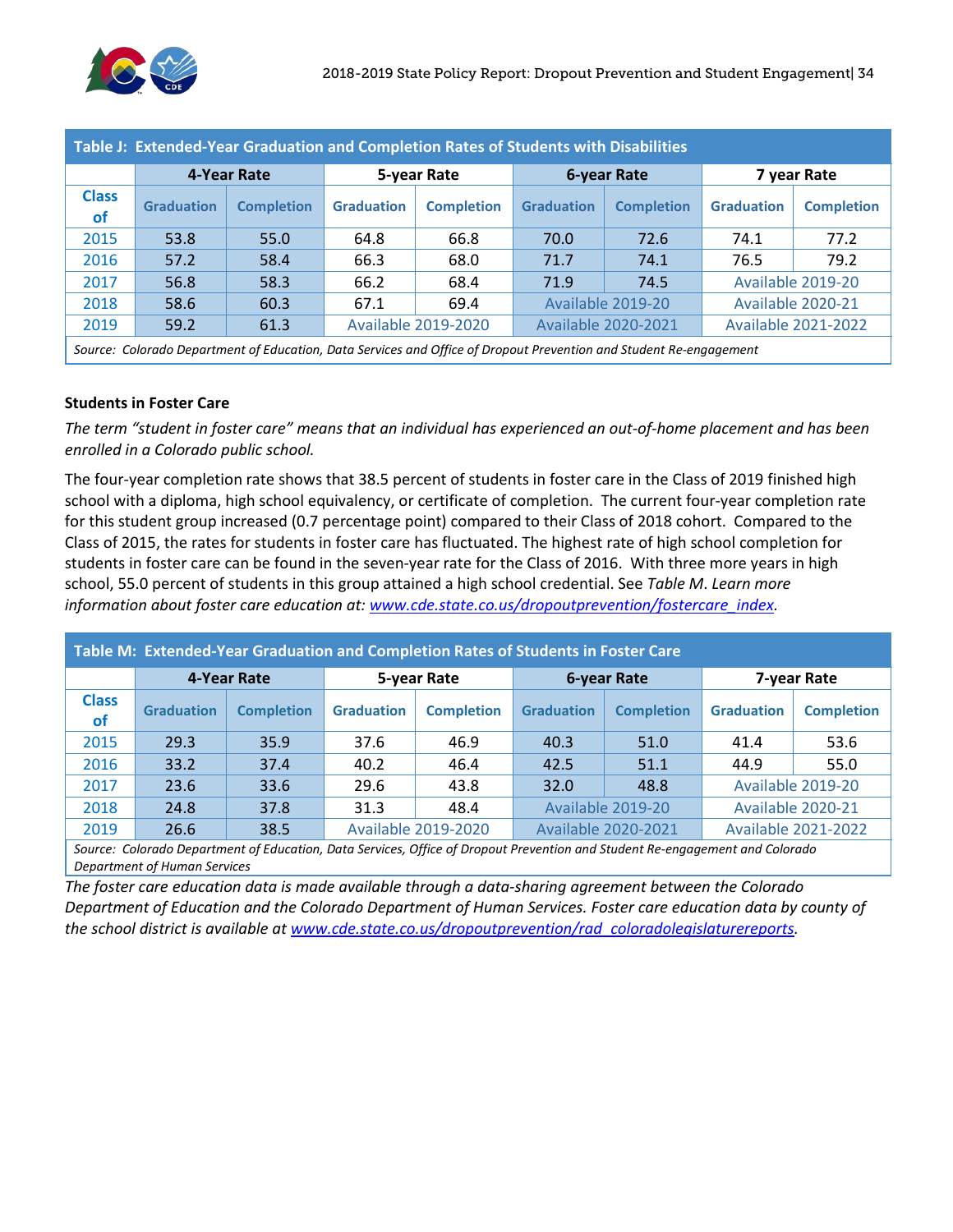| Table J: Extended-Year Graduation and Completion Rates of Students with Disabilities | | | | | | | | |
|---|---|---|---|---|---|---|---|---|
| | 4-Year Rate | | 5-year Rate | | 6-year Rate | | 7 year Rate | |
| Class of | Graduation | Completion | Graduation | Completion | Graduation | Completion | Graduation | Completion |
| 2015 | 53.8 | 55.0 | 64.8 | 66.8 | 70.0 | 72.6 | 74.1 | 77.2 |
| 2016 | 57.2 | 58.4 | 66.3 | 68.0 | 71.7 | 74.1 | 76.5 | 79.2 |
| 2017 | 56.8 | 58.3 | 66.2 | 68.4 | 71.9 | 74.5 | Available 2019-20 | |
| 2018 | 58.6 | 60.3 | 67.1 | 69.4 | Available 2019-20 | | Available 2020-21 | |
| 2019 | 59.2 | 61.3 | Available 2019-2020 | | Available 2020-2021 | | Available 2021-2022 | |

*Source: Colorado Department of Education, Data Services and Office of Dropout Prevention and Student Re-engagement*

**Students in Foster Care**

*The term "student in foster care" means that an individual has experienced an out-of-home placement and has been enrolled in a Colorado public school.*

The four-year completion rate shows that 38.5 percent of students in foster care in the Class of 2019 finished high school with a diploma, high school equivalency, or certificate of completion. The current four-year completion rate for this student group increased (0.7 percentage point) compared to their Class of 2018 cohort. Compared to the Class of 2015, the rates for students in foster care has fluctuated. The highest rate of high school completion for students in foster care can be found in the seven-year rate for the Class of 2016. With three more years in high school, 55.0 percent of students in this group attained a high school credential. See *Table M*. *Learn more information about foster care education at: [www.cde.state.co.us/dropoutprevention/fostercare_index](www.cde.state.co.us/dropoutprevention/fostercare_index).*

| Table M: Extended-Year Graduation and Completion Rates of Students in Foster Care | | | | | | | | |
|---|---|---|---|---|---|---|---|---|
| | 4-Year Rate | | 5-year Rate | | 6-year Rate | | 7-year Rate | |
| Class of | Graduation | Completion | Graduation | Completion | Graduation | Completion | Graduation | Completion |
| 2015 | 29.3 | 35.9 | 37.6 | 46.9 | 40.3 | 51.0 | 41.4 | 53.6 |
| 2016 | 33.2 | 37.4 | 40.2 | 46.4 | 42.5 | 51.1 | 44.9 | 55.0 |
| 2017 | 23.6 | 33.6 | 29.6 | 43.8 | 32.0 | 48.8 | Available 2019-20 | |
| 2018 | 24.8 | 37.8 | 31.3 | 48.4 | Available 2019-20 | | Available 2020-21 | |
| 2019 | 26.6 | 38.5 | Available 2019-2020 | | Available 2020-2021 | | Available 2021-2022 | |

*Source: Colorado Department of Education, Data Services, Office of Dropout Prevention and Student Re-engagement and Colorado Department of Human Services*

*The foster care education data is made available through a data-sharing agreement between the Colorado Department of Education and the Colorado Department of Human Services. Foster care education data by county of the school district is available at [www.cde.state.co.us/dropoutprevention/rad_coloradolegislaturereports](www.cde.state.co.us/dropoutprevention/rad_coloradolegislaturereports).*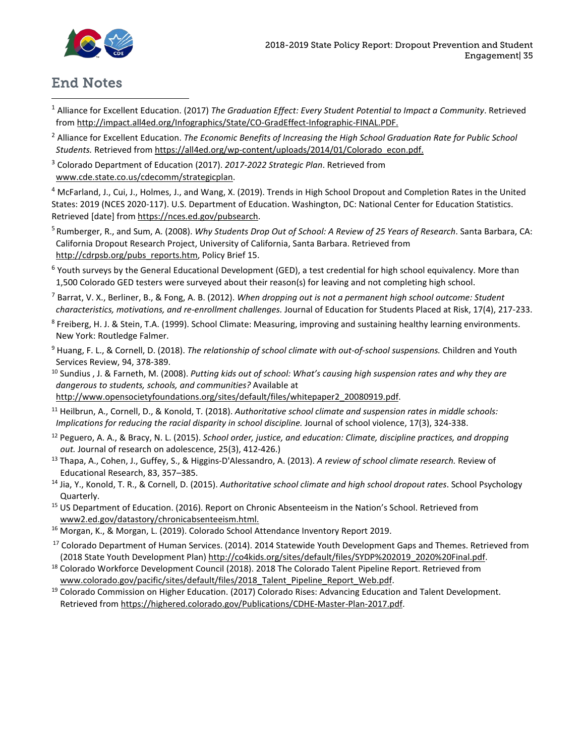# End Notes

[1] Alliance for Excellent Education. (2017) *The Graduation Effect: Every Student Potential to Impact a Community*. Retrieved from http://impact.all4ed.org/Infographics/State/CO-GradEffect-Infographic-FINAL.PDF.

[2] Alliance for Excellent Education. *The Economic Benefits of Increasing the High School Graduation Rate for Public School Students.* Retrieved from https://all4ed.org/wp-content/uploads/2014/01/Colorado_econ.pdf.

[3] Colorado Department of Education (2017). *2017-2022 Strategic Plan*. Retrieved from www.cde.state.co.us/cdecomm/strategicplan.

[4] McFarland, J., Cui, J., Holmes, J., and Wang, X. (2019). Trends in High School Dropout and Completion Rates in the United States: 2019 (NCES 2020-117). U.S. Department of Education. Washington, DC: National Center for Education Statistics. Retrieved [date] from https://nces.ed.gov/pubsearch.

[5] Rumberger, R., and Sum, A. (2008). *Why Students Drop Out of School: A Review of 25 Years of Research*. Santa Barbara, CA: California Dropout Research Project, University of California, Santa Barbara. Retrieved from http://cdrpsb.org/pubs_reports.htm, Policy Brief 15.

[6] Youth surveys by the General Educational Development (GED), a test credential for high school equivalency. More than 1,500 Colorado GED testers were surveyed about their reason(s) for leaving and not completing high school.

[7] Barrat, V. X., Berliner, B., & Fong, A. B. (2012). *When dropping out is not a permanent high school outcome: Student characteristics, motivations, and re-enrollment challenges.* Journal of Education for Students Placed at Risk, 17(4), 217-233.

[8] Freiberg, H. J. & Stein, T.A. (1999). School Climate: Measuring, improving and sustaining healthy learning environments. New York: Routledge Falmer.

[9] Huang, F. L., & Cornell, D. (2018). *The relationship of school climate with out-of-school suspensions.* Children and Youth Services Review, 94, 378-389.

[10] Sundius , J. & Farneth, M. (2008). *Putting kids out of school: What's causing high suspension rates and why they are dangerous to students, schools, and communities?* Available at http://www.opensocietyfoundations.org/sites/default/files/whitepaper2_20080919.pdf.

[11] Heilbrun, A., Cornell, D., & Konold, T. (2018). *Authoritative school climate and suspension rates in middle schools: Implications for reducing the racial disparity in school discipline.* Journal of school violence, 17(3), 324-338.

[12] Peguero, A. A., & Bracy, N. L. (2015). *School order, justice, and education: Climate, discipline practices, and dropping out.* Journal of research on adolescence, 25(3), 412-426.)

[13] Thapa, A., Cohen, J., Guffey, S., & Higgins-D'Alessandro, A. (2013). *A review of school climate research.* Review of Educational Research, 83, 357–385.

[14] Jia, Y., Konold, T. R., & Cornell, D. (2015). *Authoritative school climate and high school dropout rates*. School Psychology Quarterly.

[15] US Department of Education. (2016). Report on Chronic Absenteeism in the Nation's School. Retrieved from www2.ed.gov/datastory/chronicabsenteeism.html.

[16] Morgan, K., & Morgan, L. (2019). Colorado School Attendance Inventory Report 2019.

[17] Colorado Department of Human Services. (2014). 2014 Statewide Youth Development Gaps and Themes. Retrieved from (2018 State Youth Development Plan) http://co4kids.org/sites/default/files/SYDP%202019_2020%20Final.pdf.

[18] Colorado Workforce Development Council (2018). 2018 The Colorado Talent Pipeline Report. Retrieved from www.colorado.gov/pacific/sites/default/files/2018_Talent_Pipeline_Report_Web.pdf.

[19] Colorado Commission on Higher Education. (2017) Colorado Rises: Advancing Education and Talent Development. Retrieved from https://highered.colorado.gov/Publications/CDHE-Master-Plan-2017.pdf.